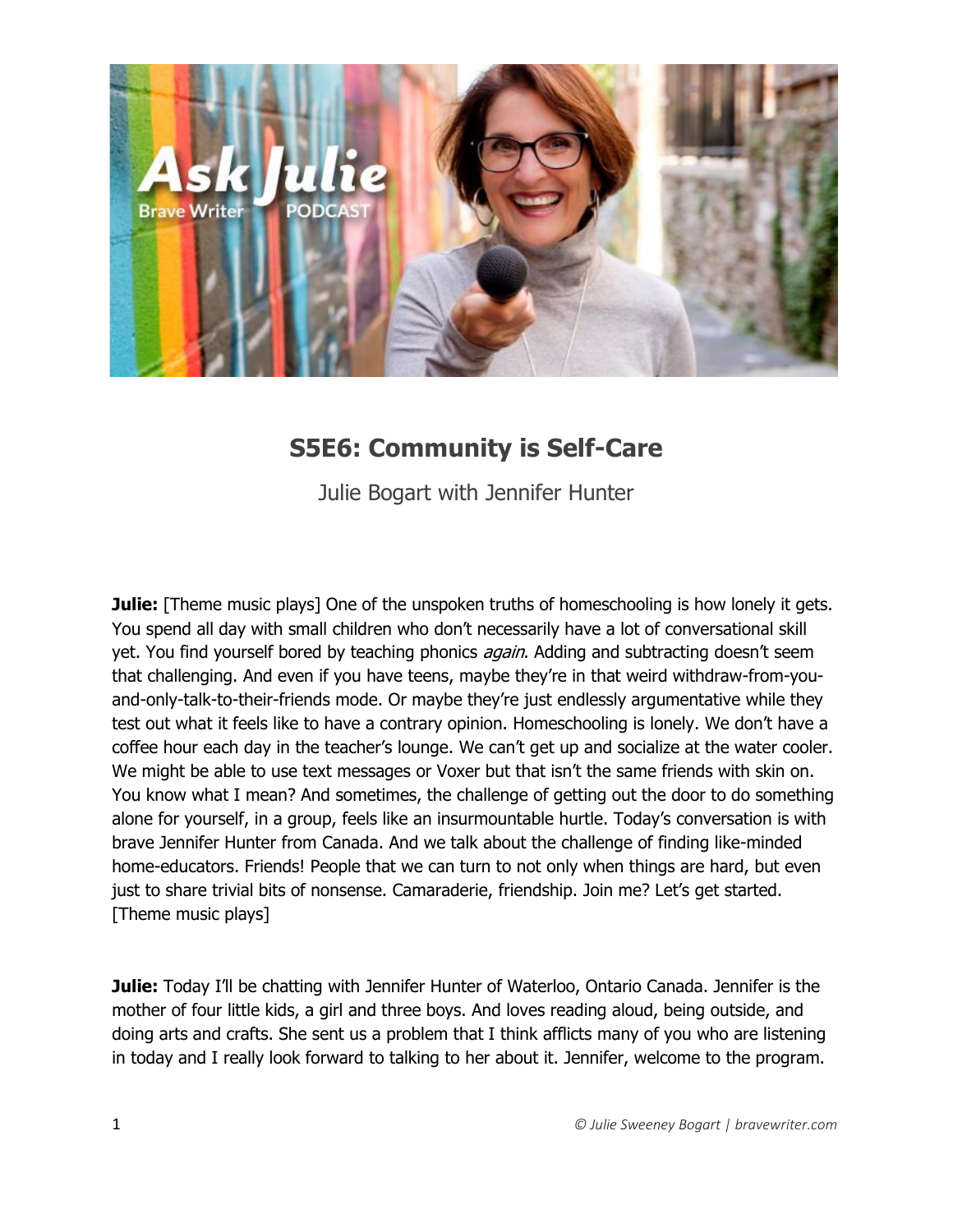# S5E6: Community is Self-Care

Julie Bogart with Jennifer Hunter

**Julie:** [Theme music plays] One of the unspoken truths of homeschooling is how lonely it gets. You spend all day with small children who don't necessarily have a lot of conversational skill yet. You find yourself bored by teaching phonics *again*. Adding and subtracting doesn't seem that challenging. And even if you have teens, maybe they're in that weird withdraw-from-you-and-only-talk-to-their-friends mode. Or maybe they're just endlessly argumentative while they test out what it feels like to have a contrary opinion. Homeschooling is lonely. We don't have a coffee hour each day in the teacher's lounge. We can't get up and socialize at the water cooler. We might be able to use text messages or Voxer but that isn't the same friends with skin on. You know what I mean? And sometimes, the challenge of getting out the door to do something alone for yourself, in a group, feels like an insurmountable hurtle. Today's conversation is with brave Jennifer Hunter from Canada. And we talk about the challenge of finding like-minded home-educators. Friends! People that we can turn to not only when things are hard, but even just to share trivial bits of nonsense. Camaraderie, friendship. Join me? Let's get started. [Theme music plays]

**Julie:** Today I'll be chatting with Jennifer Hunter of Waterloo, Ontario Canada. Jennifer is the mother of four little kids, a girl and three boys. And loves reading aloud, being outside, and doing arts and crafts. She sent us a problem that I think afflicts many of you who are listening in today and I really look forward to talking to her about it. Jennifer, welcome to the program.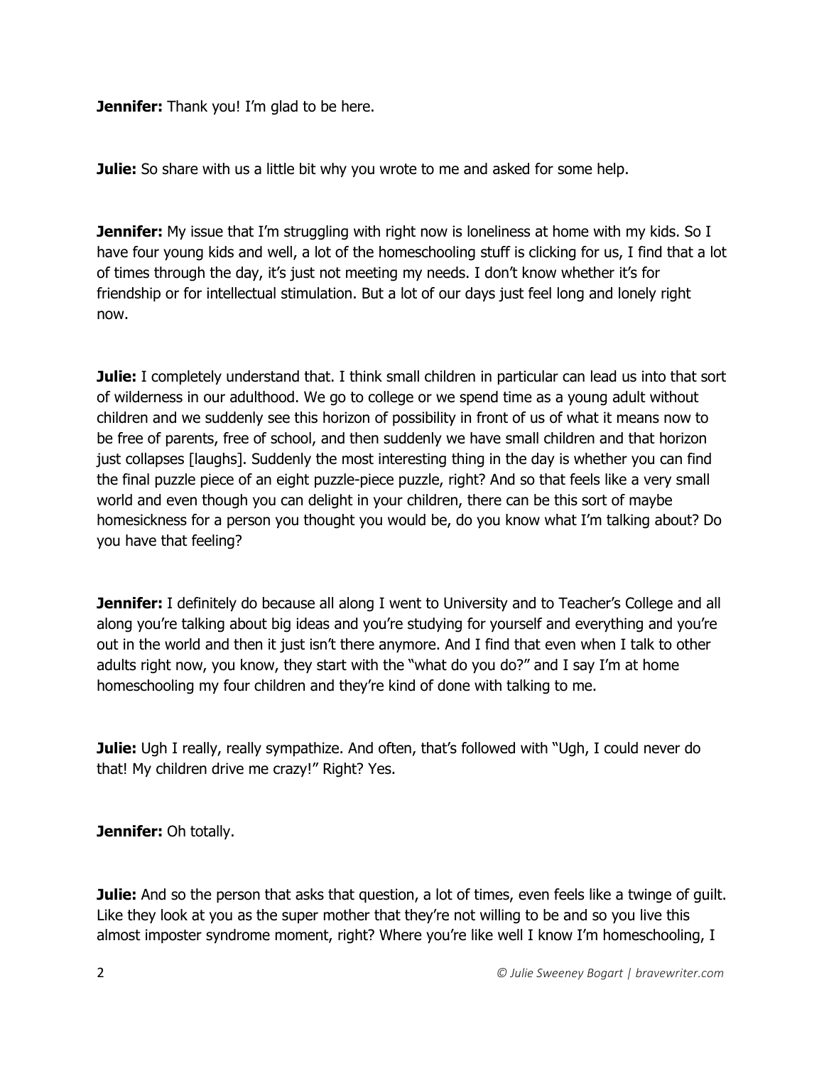**Jennifer:** Thank you! I'm glad to be here.

**Julie:** So share with us a little bit why you wrote to me and asked for some help.

**Jennifer:** My issue that I'm struggling with right now is loneliness at home with my kids. So I have four young kids and well, a lot of the homeschooling stuff is clicking for us, I find that a lot of times through the day, it's just not meeting my needs. I don't know whether it's for friendship or for intellectual stimulation. But a lot of our days just feel long and lonely right now.

**Julie:** I completely understand that. I think small children in particular can lead us into that sort of wilderness in our adulthood. We go to college or we spend time as a young adult without children and we suddenly see this horizon of possibility in front of us of what it means now to be free of parents, free of school, and then suddenly we have small children and that horizon just collapses [laughs]. Suddenly the most interesting thing in the day is whether you can find the final puzzle piece of an eight puzzle-piece puzzle, right? And so that feels like a very small world and even though you can delight in your children, there can be this sort of maybe homesickness for a person you thought you would be, do you know what I'm talking about? Do you have that feeling?

**Jennifer:** I definitely do because all along I went to University and to Teacher's College and all along you're talking about big ideas and you're studying for yourself and everything and you're out in the world and then it just isn't there anymore. And I find that even when I talk to other adults right now, you know, they start with the "what do you do?" and I say I'm at home homeschooling my four children and they're kind of done with talking to me.

**Julie:** Ugh I really, really sympathize. And often, that's followed with "Ugh, I could never do that! My children drive me crazy!" Right? Yes.

**Jennifer:** Oh totally.

**Julie:** And so the person that asks that question, a lot of times, even feels like a twinge of guilt. Like they look at you as the super mother that they're not willing to be and so you live this almost imposter syndrome moment, right? Where you're like well I know I'm homeschooling, I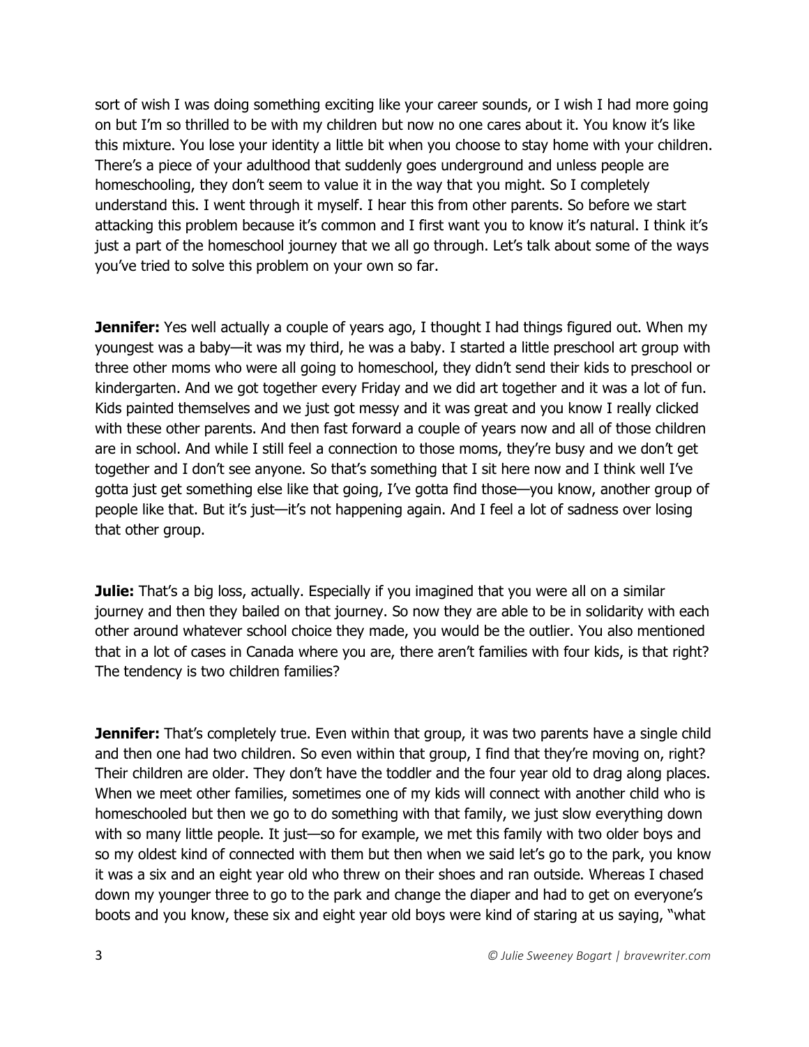sort of wish I was doing something exciting like your career sounds, or I wish I had more going on but I'm so thrilled to be with my children but now no one cares about it. You know it's like this mixture. You lose your identity a little bit when you choose to stay home with your children. There's a piece of your adulthood that suddenly goes underground and unless people are homeschooling, they don't seem to value it in the way that you might. So I completely understand this. I went through it myself. I hear this from other parents. So before we start attacking this problem because it's common and I first want you to know it's natural. I think it's just a part of the homeschool journey that we all go through. Let's talk about some of the ways you've tried to solve this problem on your own so far.

**Jennifer:** Yes well actually a couple of years ago, I thought I had things figured out. When my youngest was a baby—it was my third, he was a baby. I started a little preschool art group with three other moms who were all going to homeschool, they didn't send their kids to preschool or kindergarten. And we got together every Friday and we did art together and it was a lot of fun. Kids painted themselves and we just got messy and it was great and you know I really clicked with these other parents. And then fast forward a couple of years now and all of those children are in school. And while I still feel a connection to those moms, they're busy and we don't get together and I don't see anyone. So that's something that I sit here now and I think well I've gotta just get something else like that going, I've gotta find those—you know, another group of people like that. But it's just—it's not happening again. And I feel a lot of sadness over losing that other group.

**Julie:** That's a big loss, actually. Especially if you imagined that you were all on a similar journey and then they bailed on that journey. So now they are able to be in solidarity with each other around whatever school choice they made, you would be the outlier. You also mentioned that in a lot of cases in Canada where you are, there aren't families with four kids, is that right? The tendency is two children families?

**Jennifer:** That's completely true. Even within that group, it was two parents have a single child and then one had two children. So even within that group, I find that they're moving on, right? Their children are older. They don't have the toddler and the four year old to drag along places. When we meet other families, sometimes one of my kids will connect with another child who is homeschooled but then we go to do something with that family, we just slow everything down with so many little people. It just—so for example, we met this family with two older boys and so my oldest kind of connected with them but then when we said let's go to the park, you know it was a six and an eight year old who threw on their shoes and ran outside. Whereas I chased down my younger three to go to the park and change the diaper and had to get on everyone's boots and you know, these six and eight year old boys were kind of staring at us saying, "what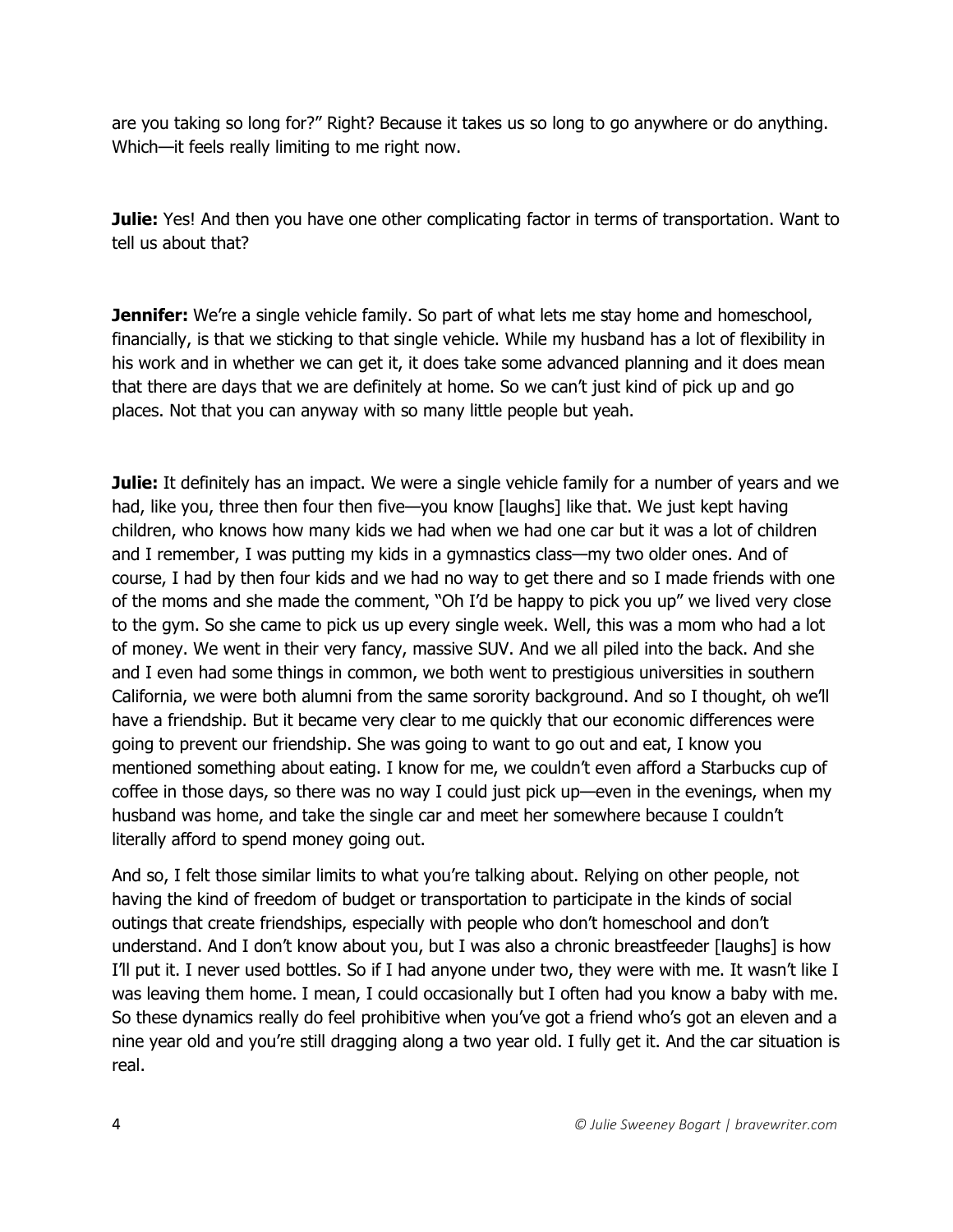are you taking so long for?" Right? Because it takes us so long to go anywhere or do anything. Which—it feels really limiting to me right now.

**Julie:** Yes! And then you have one other complicating factor in terms of transportation. Want to tell us about that?

**Jennifer:** We're a single vehicle family. So part of what lets me stay home and homeschool, financially, is that we sticking to that single vehicle. While my husband has a lot of flexibility in his work and in whether we can get it, it does take some advanced planning and it does mean that there are days that we are definitely at home. So we can't just kind of pick up and go places. Not that you can anyway with so many little people but yeah.

**Julie:** It definitely has an impact. We were a single vehicle family for a number of years and we had, like you, three then four then five—you know [laughs] like that. We just kept having children, who knows how many kids we had when we had one car but it was a lot of children and I remember, I was putting my kids in a gymnastics class—my two older ones. And of course, I had by then four kids and we had no way to get there and so I made friends with one of the moms and she made the comment, "Oh I'd be happy to pick you up" we lived very close to the gym. So she came to pick us up every single week. Well, this was a mom who had a lot of money. We went in their very fancy, massive SUV. And we all piled into the back. And she and I even had some things in common, we both went to prestigious universities in southern California, we were both alumni from the same sorority background. And so I thought, oh we'll have a friendship. But it became very clear to me quickly that our economic differences were going to prevent our friendship. She was going to want to go out and eat, I know you mentioned something about eating. I know for me, we couldn't even afford a Starbucks cup of coffee in those days, so there was no way I could just pick up—even in the evenings, when my husband was home, and take the single car and meet her somewhere because I couldn't literally afford to spend money going out.

And so, I felt those similar limits to what you're talking about. Relying on other people, not having the kind of freedom of budget or transportation to participate in the kinds of social outings that create friendships, especially with people who don't homeschool and don't understand. And I don't know about you, but I was also a chronic breastfeeder [laughs] is how I'll put it. I never used bottles. So if I had anyone under two, they were with me. It wasn't like I was leaving them home. I mean, I could occasionally but I often had you know a baby with me. So these dynamics really do feel prohibitive when you've got a friend who's got an eleven and a nine year old and you're still dragging along a two year old. I fully get it. And the car situation is real.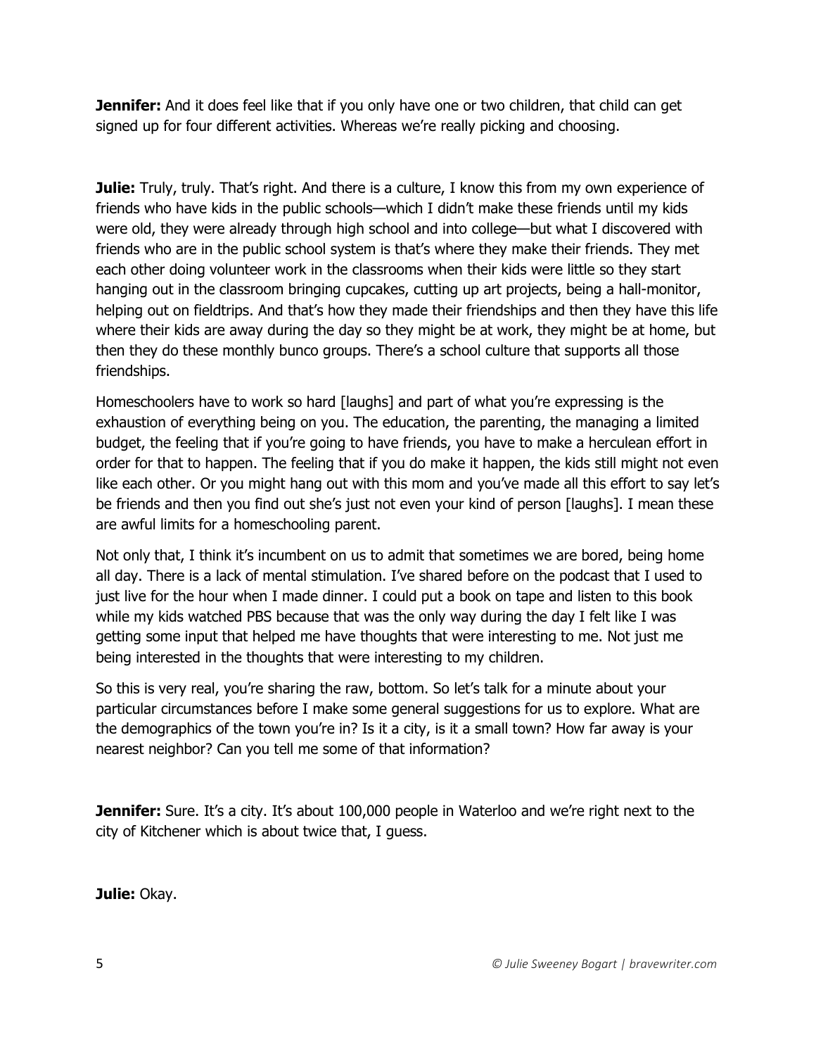**Jennifer:** And it does feel like that if you only have one or two children, that child can get signed up for four different activities. Whereas we're really picking and choosing.

**Julie:** Truly, truly. That's right. And there is a culture, I know this from my own experience of friends who have kids in the public schools—which I didn't make these friends until my kids were old, they were already through high school and into college—but what I discovered with friends who are in the public school system is that's where they make their friends. They met each other doing volunteer work in the classrooms when their kids were little so they start hanging out in the classroom bringing cupcakes, cutting up art projects, being a hall-monitor, helping out on fieldtrips. And that's how they made their friendships and then they have this life where their kids are away during the day so they might be at work, they might be at home, but then they do these monthly bunco groups. There's a school culture that supports all those friendships.

Homeschoolers have to work so hard [laughs] and part of what you're expressing is the exhaustion of everything being on you. The education, the parenting, the managing a limited budget, the feeling that if you're going to have friends, you have to make a herculean effort in order for that to happen. The feeling that if you do make it happen, the kids still might not even like each other. Or you might hang out with this mom and you've made all this effort to say let's be friends and then you find out she's just not even your kind of person [laughs]. I mean these are awful limits for a homeschooling parent.

Not only that, I think it's incumbent on us to admit that sometimes we are bored, being home all day. There is a lack of mental stimulation. I've shared before on the podcast that I used to just live for the hour when I made dinner. I could put a book on tape and listen to this book while my kids watched PBS because that was the only way during the day I felt like I was getting some input that helped me have thoughts that were interesting to me. Not just me being interested in the thoughts that were interesting to my children.

So this is very real, you're sharing the raw, bottom. So let's talk for a minute about your particular circumstances before I make some general suggestions for us to explore. What are the demographics of the town you're in? Is it a city, is it a small town? How far away is your nearest neighbor? Can you tell me some of that information?

**Jennifer:** Sure. It's a city. It's about 100,000 people in Waterloo and we're right next to the city of Kitchener which is about twice that, I guess.

**Julie:** Okay.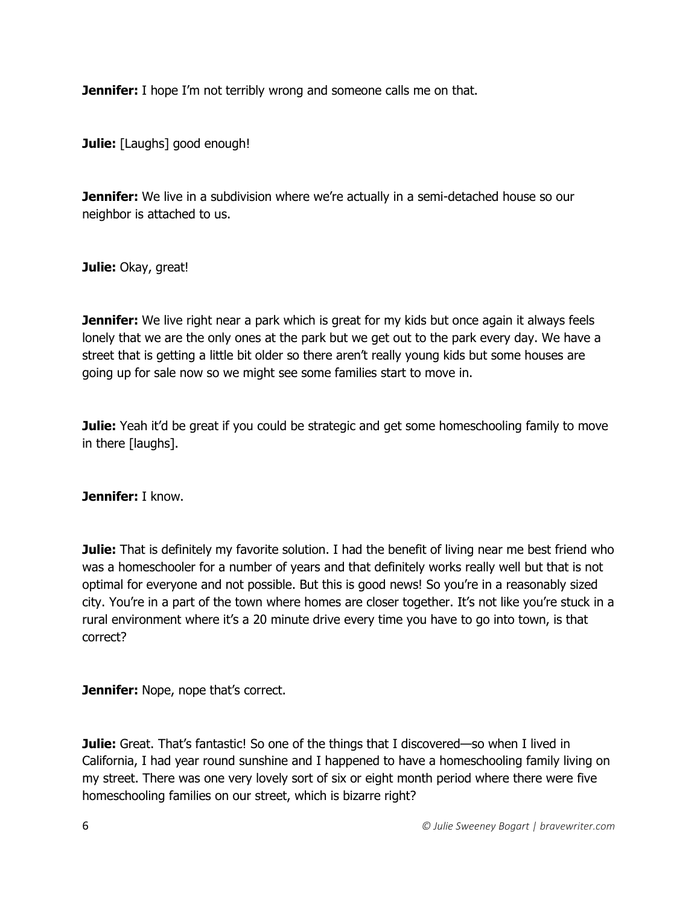**Jennifer:** I hope I'm not terribly wrong and someone calls me on that.

**Julie:** [Laughs] good enough!

**Jennifer:** We live in a subdivision where we're actually in a semi-detached house so our neighbor is attached to us.

**Julie:** Okay, great!

**Jennifer:** We live right near a park which is great for my kids but once again it always feels lonely that we are the only ones at the park but we get out to the park every day. We have a street that is getting a little bit older so there aren't really young kids but some houses are going up for sale now so we might see some families start to move in.

**Julie:** Yeah it'd be great if you could be strategic and get some homeschooling family to move in there [laughs].

**Jennifer:** I know.

**Julie:** That is definitely my favorite solution. I had the benefit of living near me best friend who was a homeschooler for a number of years and that definitely works really well but that is not optimal for everyone and not possible. But this is good news! So you're in a reasonably sized city. You're in a part of the town where homes are closer together. It's not like you're stuck in a rural environment where it's a 20 minute drive every time you have to go into town, is that correct?

**Jennifer:** Nope, nope that's correct.

**Julie:** Great. That's fantastic! So one of the things that I discovered—so when I lived in California, I had year round sunshine and I happened to have a homeschooling family living on my street. There was one very lovely sort of six or eight month period where there were five homeschooling families on our street, which is bizarre right?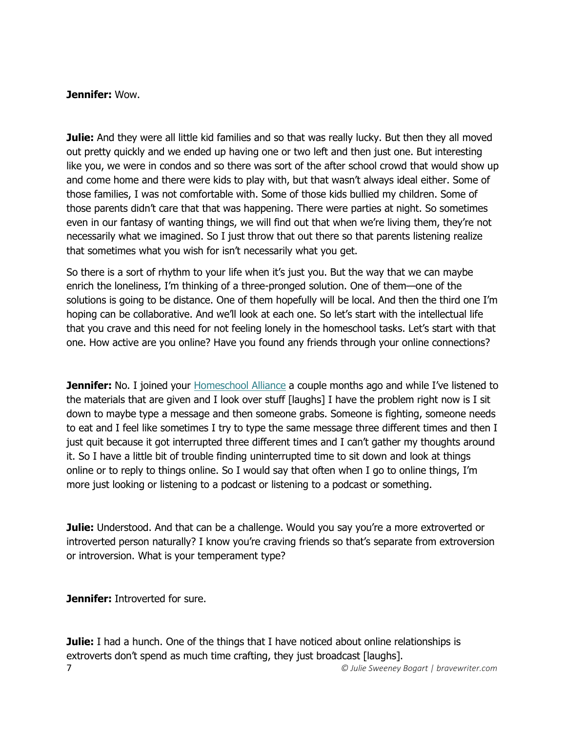**Jennifer:** Wow.

**Julie:** And they were all little kid families and so that was really lucky. But then they all moved out pretty quickly and we ended up having one or two left and then just one. But interesting like you, we were in condos and so there was sort of the after school crowd that would show up and come home and there were kids to play with, but that wasn't always ideal either. Some of those families, I was not comfortable with. Some of those kids bullied my children. Some of those parents didn't care that that was happening. There were parties at night. So sometimes even in our fantasy of wanting things, we will find out that when we're living them, they're not necessarily what we imagined. So I just throw that out there so that parents listening realize that sometimes what you wish for isn't necessarily what you get.

So there is a sort of rhythm to your life when it's just you. But the way that we can maybe enrich the loneliness, I'm thinking of a three-pronged solution. One of them—one of the solutions is going to be distance. One of them hopefully will be local. And then the third one I'm hoping can be collaborative. And we'll look at each one. So let's start with the intellectual life that you crave and this need for not feeling lonely in the homeschool tasks. Let's start with that one. How active are you online? Have you found any friends through your online connections?

**Jennifer:** No. I joined your Homeschool Alliance a couple months ago and while I've listened to the materials that are given and I look over stuff [laughs] I have the problem right now is I sit down to maybe type a message and then someone grabs. Someone is fighting, someone needs to eat and I feel like sometimes I try to type the same message three different times and then I just quit because it got interrupted three different times and I can't gather my thoughts around it. So I have a little bit of trouble finding uninterrupted time to sit down and look at things online or to reply to things online. So I would say that often when I go to online things, I'm more just looking or listening to a podcast or listening to a podcast or something.

**Julie:** Understood. And that can be a challenge. Would you say you're a more extroverted or introverted person naturally? I know you're craving friends so that's separate from extroversion or introversion. What is your temperament type?

**Jennifer:** Introverted for sure.

**Julie:** I had a hunch. One of the things that I have noticed about online relationships is extroverts don't spend as much time crafting, they just broadcast [laughs].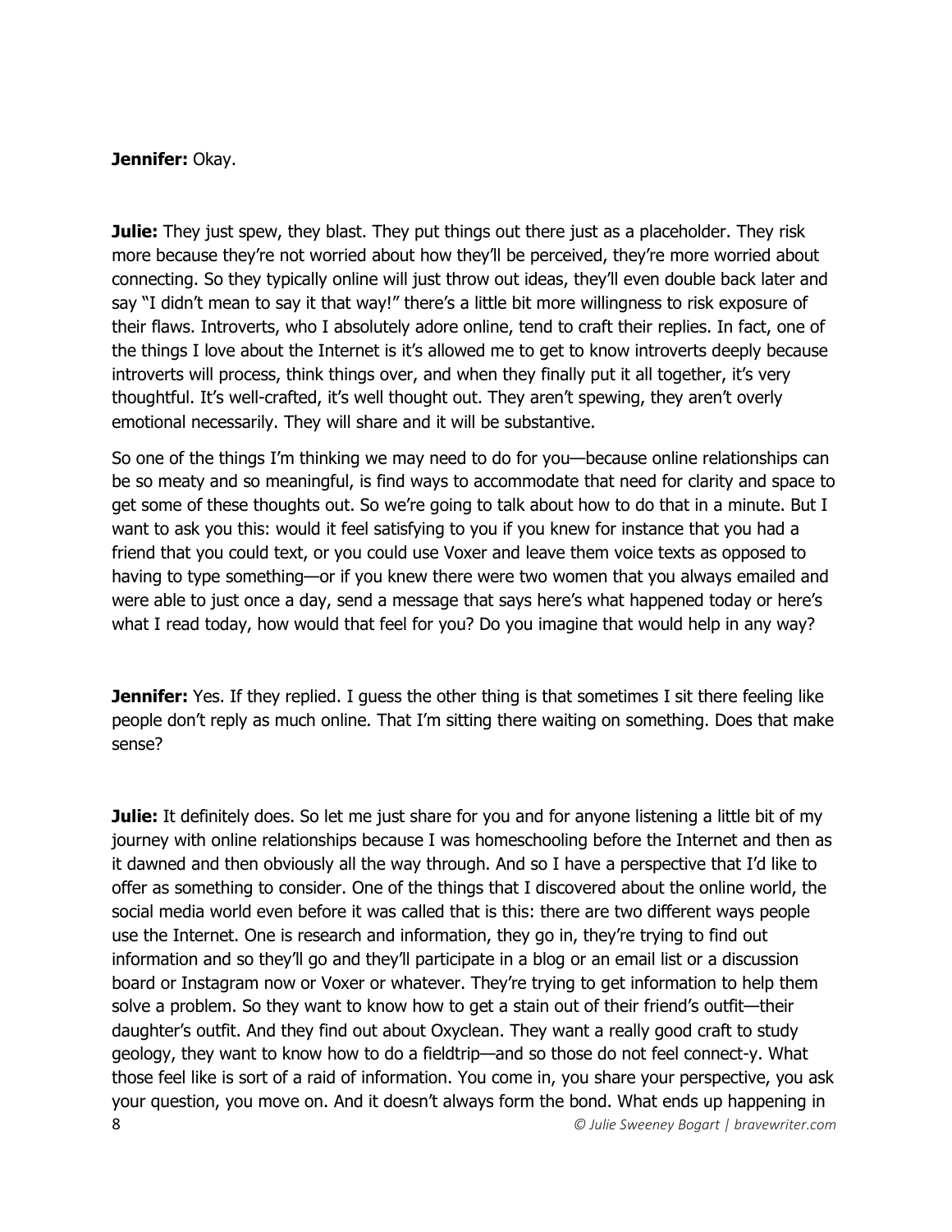**Jennifer:** Okay.

**Julie:** They just spew, they blast. They put things out there just as a placeholder. They risk more because they're not worried about how they'll be perceived, they're more worried about connecting. So they typically online will just throw out ideas, they'll even double back later and say "I didn't mean to say it that way!" there's a little bit more willingness to risk exposure of their flaws. Introverts, who I absolutely adore online, tend to craft their replies. In fact, one of the things I love about the Internet is it's allowed me to get to know introverts deeply because introverts will process, think things over, and when they finally put it all together, it's very thoughtful. It's well-crafted, it's well thought out. They aren't spewing, they aren't overly emotional necessarily. They will share and it will be substantive.

So one of the things I'm thinking we may need to do for you—because online relationships can be so meaty and so meaningful, is find ways to accommodate that need for clarity and space to get some of these thoughts out. So we're going to talk about how to do that in a minute. But I want to ask you this: would it feel satisfying to you if you knew for instance that you had a friend that you could text, or you could use Voxer and leave them voice texts as opposed to having to type something—or if you knew there were two women that you always emailed and were able to just once a day, send a message that says here's what happened today or here's what I read today, how would that feel for you? Do you imagine that would help in any way?

**Jennifer:** Yes. If they replied. I guess the other thing is that sometimes I sit there feeling like people don't reply as much online. That I'm sitting there waiting on something. Does that make sense?

**Julie:** It definitely does. So let me just share for you and for anyone listening a little bit of my journey with online relationships because I was homeschooling before the Internet and then as it dawned and then obviously all the way through. And so I have a perspective that I'd like to offer as something to consider. One of the things that I discovered about the online world, the social media world even before it was called that is this: there are two different ways people use the Internet. One is research and information, they go in, they're trying to find out information and so they'll go and they'll participate in a blog or an email list or a discussion board or Instagram now or Voxer or whatever. They're trying to get information to help them solve a problem. So they want to know how to get a stain out of their friend's outfit—their daughter's outfit. And they find out about Oxyclean. They want a really good craft to study geology, they want to know how to do a fieldtrip—and so those do not feel connect-y. What those feel like is sort of a raid of information. You come in, you share your perspective, you ask your question, you move on. And it doesn't always form the bond. What ends up happening in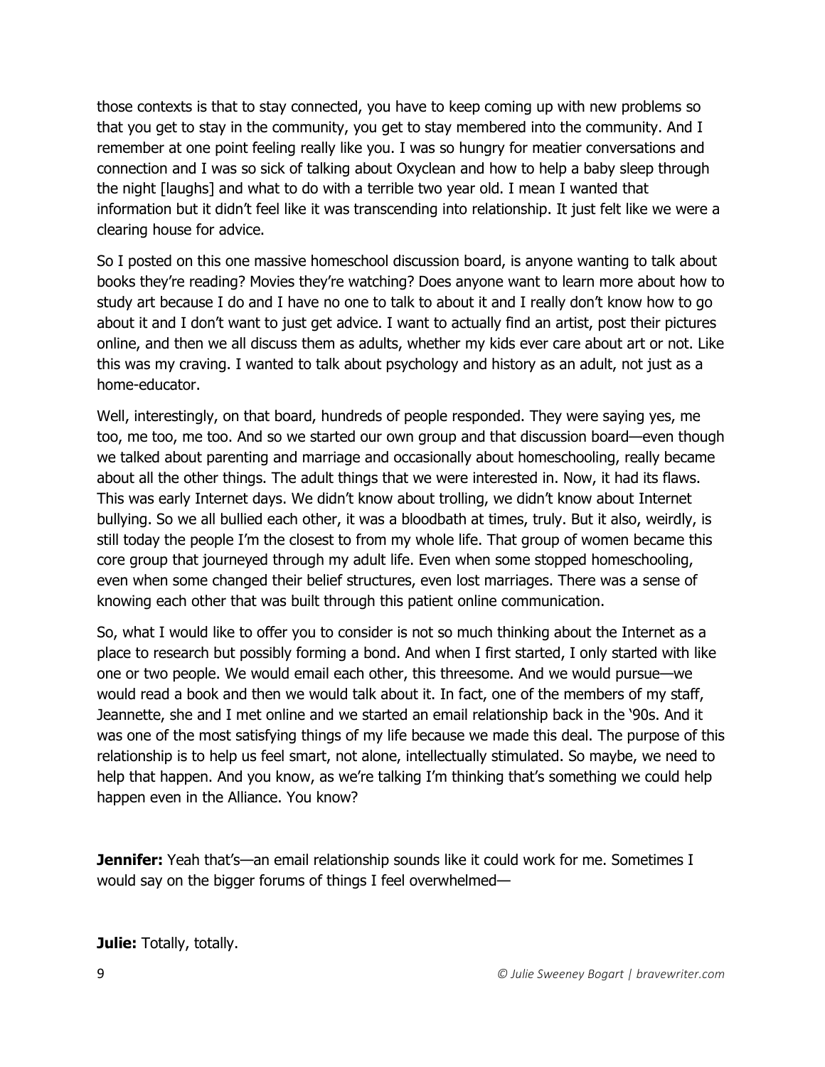those contexts is that to stay connected, you have to keep coming up with new problems so that you get to stay in the community, you get to stay membered into the community. And I remember at one point feeling really like you. I was so hungry for meatier conversations and connection and I was so sick of talking about Oxyclean and how to help a baby sleep through the night [laughs] and what to do with a terrible two year old. I mean I wanted that information but it didn't feel like it was transcending into relationship. It just felt like we were a clearing house for advice.

So I posted on this one massive homeschool discussion board, is anyone wanting to talk about books they're reading? Movies they're watching? Does anyone want to learn more about how to study art because I do and I have no one to talk to about it and I really don't know how to go about it and I don't want to just get advice. I want to actually find an artist, post their pictures online, and then we all discuss them as adults, whether my kids ever care about art or not. Like this was my craving. I wanted to talk about psychology and history as an adult, not just as a home-educator.

Well, interestingly, on that board, hundreds of people responded. They were saying yes, me too, me too, me too. And so we started our own group and that discussion board—even though we talked about parenting and marriage and occasionally about homeschooling, really became about all the other things. The adult things that we were interested in. Now, it had its flaws. This was early Internet days. We didn't know about trolling, we didn't know about Internet bullying. So we all bullied each other, it was a bloodbath at times, truly. But it also, weirdly, is still today the people I'm the closest to from my whole life. That group of women became this core group that journeyed through my adult life. Even when some stopped homeschooling, even when some changed their belief structures, even lost marriages. There was a sense of knowing each other that was built through this patient online communication.

So, what I would like to offer you to consider is not so much thinking about the Internet as a place to research but possibly forming a bond. And when I first started, I only started with like one or two people. We would email each other, this threesome. And we would pursue—we would read a book and then we would talk about it. In fact, one of the members of my staff, Jeannette, she and I met online and we started an email relationship back in the '90s. And it was one of the most satisfying things of my life because we made this deal. The purpose of this relationship is to help us feel smart, not alone, intellectually stimulated. So maybe, we need to help that happen. And you know, as we're talking I'm thinking that's something we could help happen even in the Alliance. You know?

**Jennifer:** Yeah that's—an email relationship sounds like it could work for me. Sometimes I would say on the bigger forums of things I feel overwhelmed—

**Julie:** Totally, totally.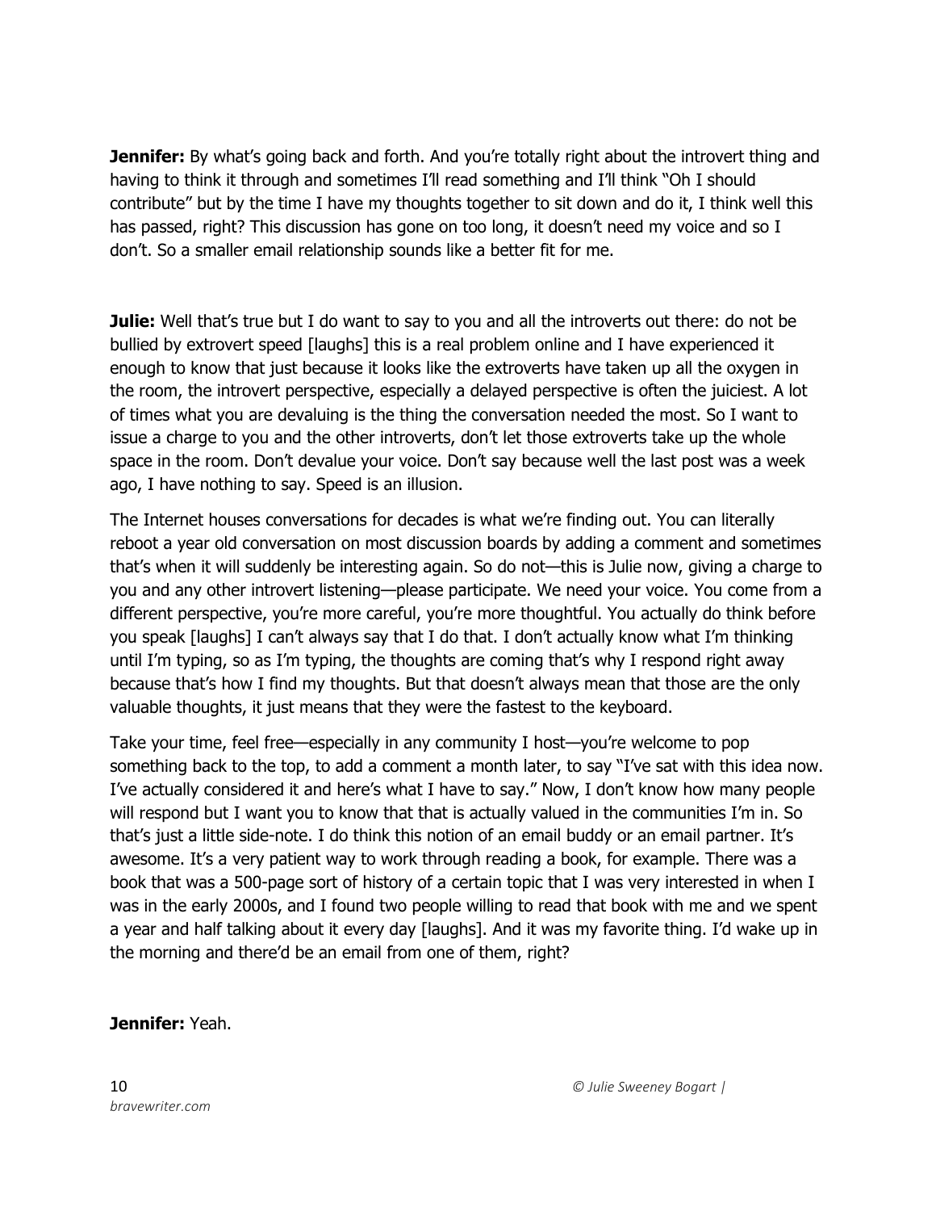**Jennifer:** By what's going back and forth. And you're totally right about the introvert thing and having to think it through and sometimes I'll read something and I'll think "Oh I should contribute" but by the time I have my thoughts together to sit down and do it, I think well this has passed, right? This discussion has gone on too long, it doesn't need my voice and so I don't. So a smaller email relationship sounds like a better fit for me.

**Julie:** Well that's true but I do want to say to you and all the introverts out there: do not be bullied by extrovert speed [laughs] this is a real problem online and I have experienced it enough to know that just because it looks like the extroverts have taken up all the oxygen in the room, the introvert perspective, especially a delayed perspective is often the juiciest. A lot of times what you are devaluing is the thing the conversation needed the most. So I want to issue a charge to you and the other introverts, don't let those extroverts take up the whole space in the room. Don't devalue your voice. Don't say because well the last post was a week ago, I have nothing to say. Speed is an illusion.

The Internet houses conversations for decades is what we're finding out. You can literally reboot a year old conversation on most discussion boards by adding a comment and sometimes that's when it will suddenly be interesting again. So do not—this is Julie now, giving a charge to you and any other introvert listening—please participate. We need your voice. You come from a different perspective, you're more careful, you're more thoughtful. You actually do think before you speak [laughs] I can't always say that I do that. I don't actually know what I'm thinking until I'm typing, so as I'm typing, the thoughts are coming that's why I respond right away because that's how I find my thoughts. But that doesn't always mean that those are the only valuable thoughts, it just means that they were the fastest to the keyboard.

Take your time, feel free—especially in any community I host—you're welcome to pop something back to the top, to add a comment a month later, to say "I've sat with this idea now. I've actually considered it and here's what I have to say." Now, I don't know how many people will respond but I want you to know that that is actually valued in the communities I'm in. So that's just a little side-note. I do think this notion of an email buddy or an email partner. It's awesome. It's a very patient way to work through reading a book, for example. There was a book that was a 500-page sort of history of a certain topic that I was very interested in when I was in the early 2000s, and I found two people willing to read that book with me and we spent a year and half talking about it every day [laughs]. And it was my favorite thing. I'd wake up in the morning and there'd be an email from one of them, right?

**Jennifer:** Yeah.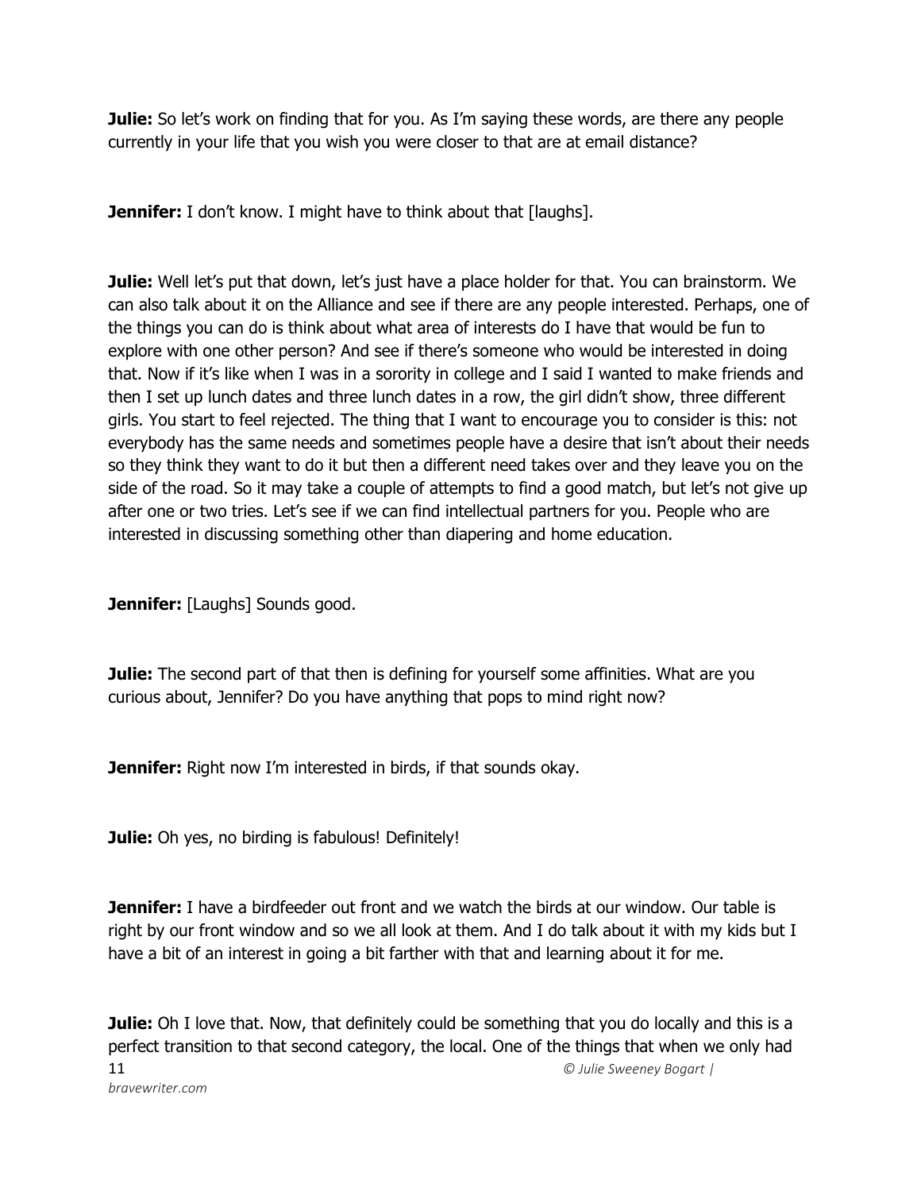**Julie:** So let's work on finding that for you. As I'm saying these words, are there any people currently in your life that you wish you were closer to that are at email distance?

**Jennifer:** I don't know. I might have to think about that [laughs].

**Julie:** Well let's put that down, let's just have a place holder for that. You can brainstorm. We can also talk about it on the Alliance and see if there are any people interested. Perhaps, one of the things you can do is think about what area of interests do I have that would be fun to explore with one other person? And see if there's someone who would be interested in doing that. Now if it's like when I was in a sorority in college and I said I wanted to make friends and then I set up lunch dates and three lunch dates in a row, the girl didn't show, three different girls. You start to feel rejected. The thing that I want to encourage you to consider is this: not everybody has the same needs and sometimes people have a desire that isn't about their needs so they think they want to do it but then a different need takes over and they leave you on the side of the road. So it may take a couple of attempts to find a good match, but let's not give up after one or two tries. Let's see if we can find intellectual partners for you. People who are interested in discussing something other than diapering and home education.

**Jennifer:** [Laughs] Sounds good.

**Julie:** The second part of that then is defining for yourself some affinities. What are you curious about, Jennifer? Do you have anything that pops to mind right now?

**Jennifer:** Right now I'm interested in birds, if that sounds okay.

**Julie:** Oh yes, no birding is fabulous! Definitely!

**Jennifer:** I have a birdfeeder out front and we watch the birds at our window. Our table is right by our front window and so we all look at them. And I do talk about it with my kids but I have a bit of an interest in going a bit farther with that and learning about it for me.

**Julie:** Oh I love that. Now, that definitely could be something that you do locally and this is a perfect transition to that second category, the local. One of the things that when we only had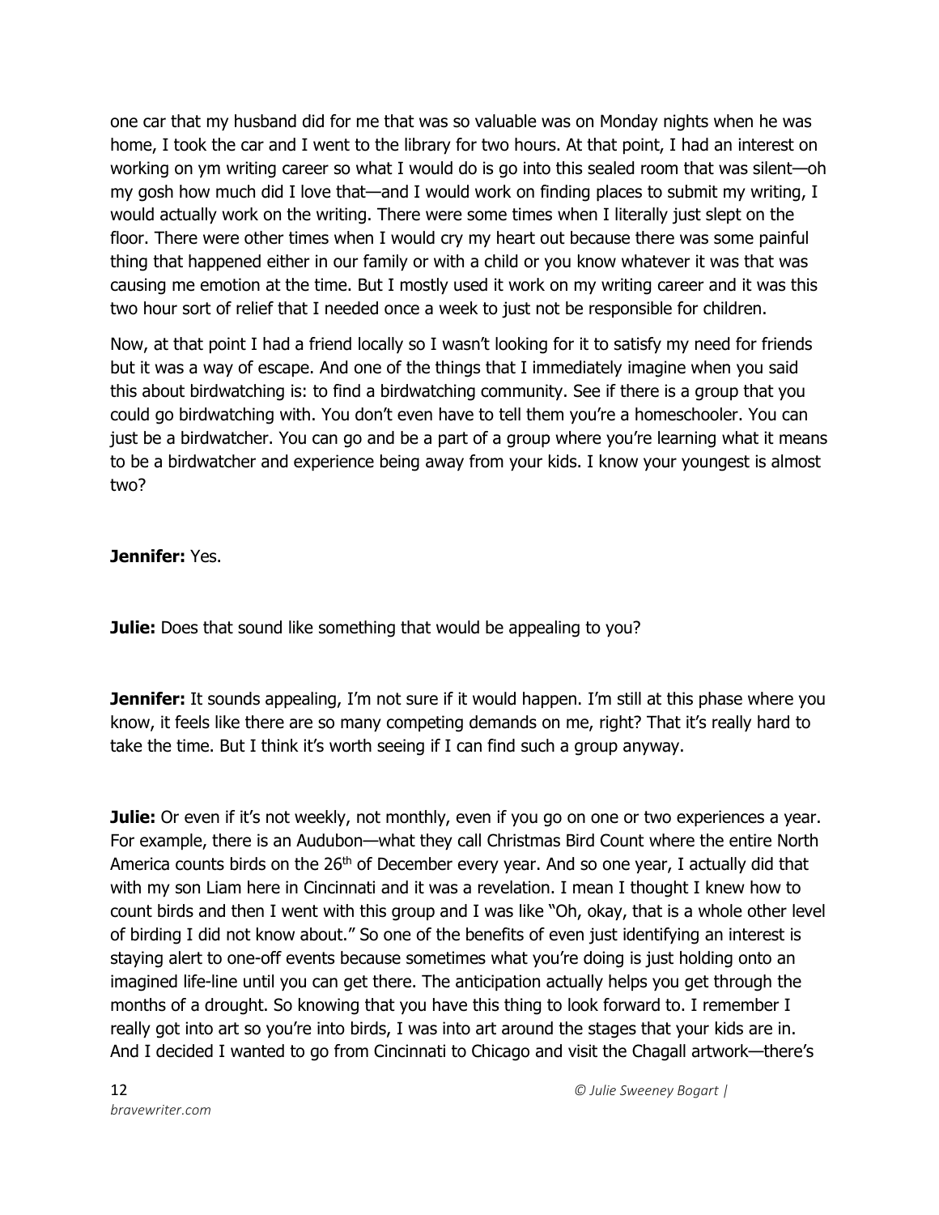one car that my husband did for me that was so valuable was on Monday nights when he was home, I took the car and I went to the library for two hours. At that point, I had an interest on working on ym writing career so what I would do is go into this sealed room that was silent—oh my gosh how much did I love that—and I would work on finding places to submit my writing, I would actually work on the writing. There were some times when I literally just slept on the floor. There were other times when I would cry my heart out because there was some painful thing that happened either in our family or with a child or you know whatever it was that was causing me emotion at the time. But I mostly used it work on my writing career and it was this two hour sort of relief that I needed once a week to just not be responsible for children.

Now, at that point I had a friend locally so I wasn't looking for it to satisfy my need for friends but it was a way of escape. And one of the things that I immediately imagine when you said this about birdwatching is: to find a birdwatching community. See if there is a group that you could go birdwatching with. You don't even have to tell them you're a homeschooler. You can just be a birdwatcher. You can go and be a part of a group where you're learning what it means to be a birdwatcher and experience being away from your kids. I know your youngest is almost two?

**Jennifer:** Yes.

**Julie:** Does that sound like something that would be appealing to you?

**Jennifer:** It sounds appealing, I'm not sure if it would happen. I'm still at this phase where you know, it feels like there are so many competing demands on me, right? That it's really hard to take the time. But I think it's worth seeing if I can find such a group anyway.

**Julie:** Or even if it's not weekly, not monthly, even if you go on one or two experiences a year. For example, there is an Audubon—what they call Christmas Bird Count where the entire North America counts birds on the 26th of December every year. And so one year, I actually did that with my son Liam here in Cincinnati and it was a revelation. I mean I thought I knew how to count birds and then I went with this group and I was like "Oh, okay, that is a whole other level of birding I did not know about." So one of the benefits of even just identifying an interest is staying alert to one-off events because sometimes what you're doing is just holding onto an imagined life-line until you can get there. The anticipation actually helps you get through the months of a drought. So knowing that you have this thing to look forward to. I remember I really got into art so you're into birds, I was into art around the stages that your kids are in. And I decided I wanted to go from Cincinnati to Chicago and visit the Chagall artwork—there's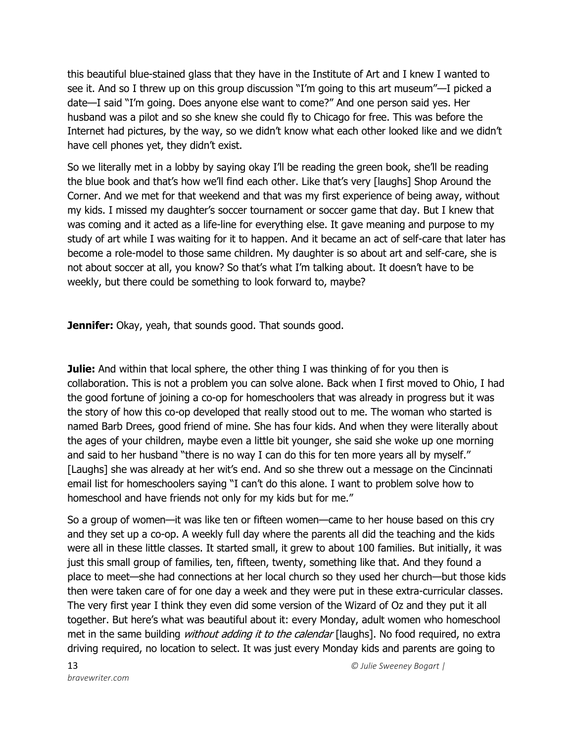this beautiful blue-stained glass that they have in the Institute of Art and I knew I wanted to see it. And so I threw up on this group discussion "I'm going to this art museum"—I picked a date—I said "I'm going. Does anyone else want to come?" And one person said yes. Her husband was a pilot and so she knew she could fly to Chicago for free. This was before the Internet had pictures, by the way, so we didn't know what each other looked like and we didn't have cell phones yet, they didn't exist.

So we literally met in a lobby by saying okay I'll be reading the green book, she'll be reading the blue book and that's how we'll find each other. Like that's very [laughs] Shop Around the Corner. And we met for that weekend and that was my first experience of being away, without my kids. I missed my daughter's soccer tournament or soccer game that day. But I knew that was coming and it acted as a life-line for everything else. It gave meaning and purpose to my study of art while I was waiting for it to happen. And it became an act of self-care that later has become a role-model to those same children. My daughter is so about art and self-care, she is not about soccer at all, you know? So that's what I'm talking about. It doesn't have to be weekly, but there could be something to look forward to, maybe?

**Jennifer:** Okay, yeah, that sounds good. That sounds good.

**Julie:** And within that local sphere, the other thing I was thinking of for you then is collaboration. This is not a problem you can solve alone. Back when I first moved to Ohio, I had the good fortune of joining a co-op for homeschoolers that was already in progress but it was the story of how this co-op developed that really stood out to me. The woman who started is named Barb Drees, good friend of mine. She has four kids. And when they were literally about the ages of your children, maybe even a little bit younger, she said she woke up one morning and said to her husband "there is no way I can do this for ten more years all by myself." [Laughs] she was already at her wit's end. And so she threw out a message on the Cincinnati email list for homeschoolers saying "I can't do this alone. I want to problem solve how to homeschool and have friends not only for my kids but for me."

So a group of women—it was like ten or fifteen women—came to her house based on this cry and they set up a co-op. A weekly full day where the parents all did the teaching and the kids were all in these little classes. It started small, it grew to about 100 families. But initially, it was just this small group of families, ten, fifteen, twenty, something like that. And they found a place to meet—she had connections at her local church so they used her church—but those kids then were taken care of for one day a week and they were put in these extra-curricular classes. The very first year I think they even did some version of the Wizard of Oz and they put it all together. But here's what was beautiful about it: every Monday, adult women who homeschool met in the same building *without adding it to the calendar* [laughs]. No food required, no extra driving required, no location to select. It was just every Monday kids and parents are going to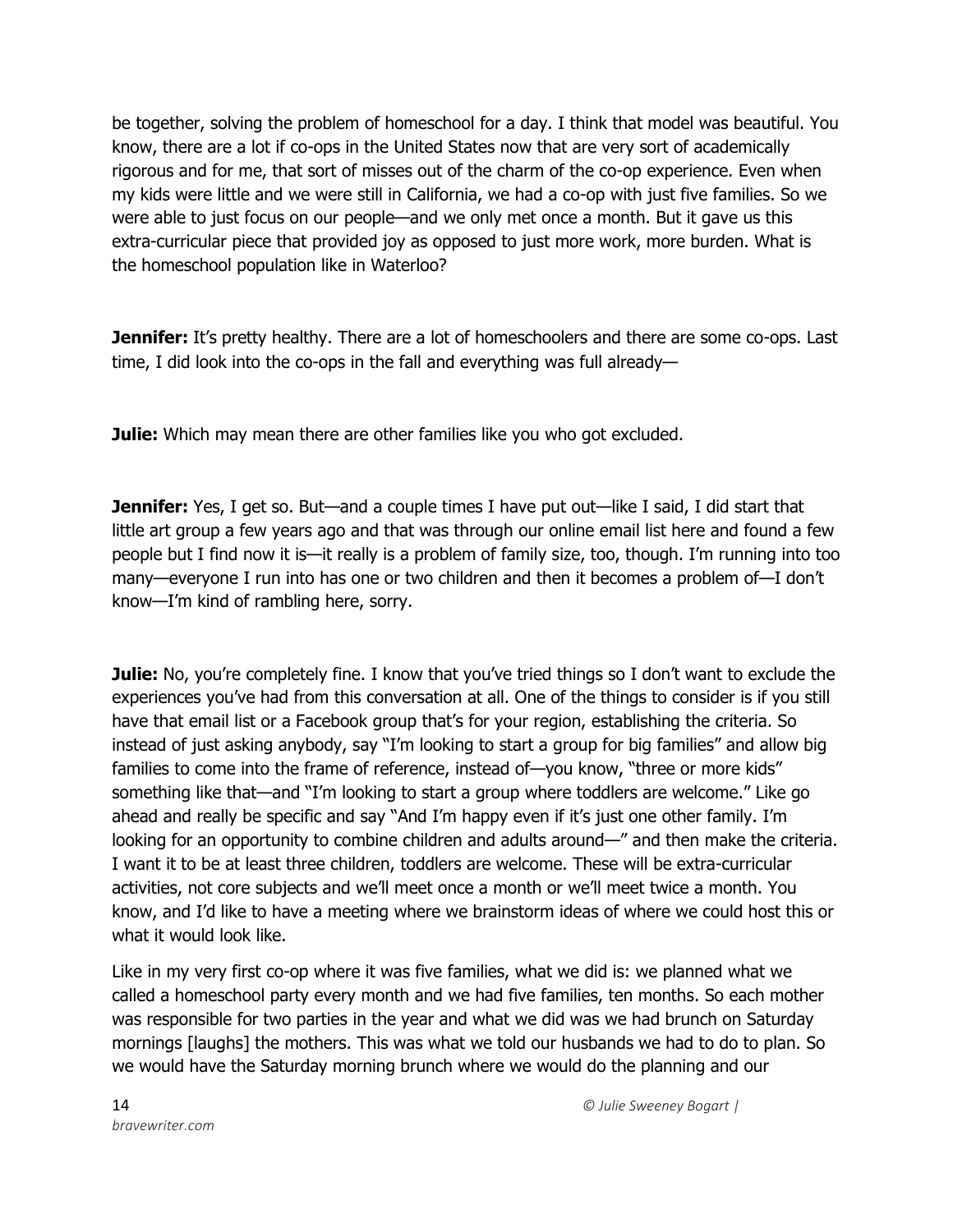be together, solving the problem of homeschool for a day. I think that model was beautiful. You know, there are a lot if co-ops in the United States now that are very sort of academically rigorous and for me, that sort of misses out of the charm of the co-op experience. Even when my kids were little and we were still in California, we had a co-op with just five families. So we were able to just focus on our people—and we only met once a month. But it gave us this extra-curricular piece that provided joy as opposed to just more work, more burden. What is the homeschool population like in Waterloo?

**Jennifer:** It's pretty healthy. There are a lot of homeschoolers and there are some co-ops. Last time, I did look into the co-ops in the fall and everything was full already—

**Julie:** Which may mean there are other families like you who got excluded.

**Jennifer:** Yes, I get so. But—and a couple times I have put out—like I said, I did start that little art group a few years ago and that was through our online email list here and found a few people but I find now it is—it really is a problem of family size, too, though. I'm running into too many—everyone I run into has one or two children and then it becomes a problem of—I don't know—I'm kind of rambling here, sorry.

**Julie:** No, you're completely fine. I know that you've tried things so I don't want to exclude the experiences you've had from this conversation at all. One of the things to consider is if you still have that email list or a Facebook group that's for your region, establishing the criteria. So instead of just asking anybody, say "I'm looking to start a group for big families" and allow big families to come into the frame of reference, instead of—you know, "three or more kids" something like that—and "I'm looking to start a group where toddlers are welcome." Like go ahead and really be specific and say "And I'm happy even if it's just one other family. I'm looking for an opportunity to combine children and adults around—" and then make the criteria. I want it to be at least three children, toddlers are welcome. These will be extra-curricular activities, not core subjects and we'll meet once a month or we'll meet twice a month. You know, and I'd like to have a meeting where we brainstorm ideas of where we could host this or what it would look like.

Like in my very first co-op where it was five families, what we did is: we planned what we called a homeschool party every month and we had five families, ten months. So each mother was responsible for two parties in the year and what we did was we had brunch on Saturday mornings [laughs] the mothers. This was what we told our husbands we had to do to plan. So we would have the Saturday morning brunch where we would do the planning and our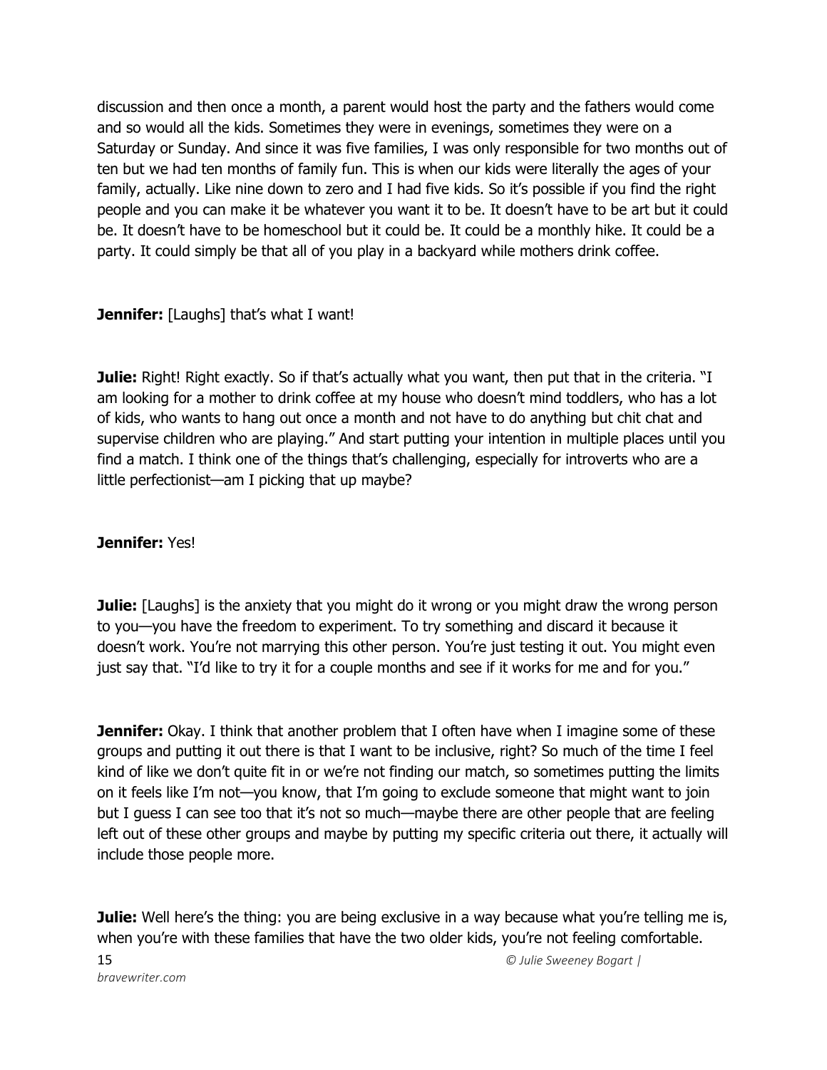discussion and then once a month, a parent would host the party and the fathers would come and so would all the kids. Sometimes they were in evenings, sometimes they were on a Saturday or Sunday. And since it was five families, I was only responsible for two months out of ten but we had ten months of family fun. This is when our kids were literally the ages of your family, actually. Like nine down to zero and I had five kids. So it's possible if you find the right people and you can make it be whatever you want it to be. It doesn't have to be art but it could be. It doesn't have to be homeschool but it could be. It could be a monthly hike. It could be a party. It could simply be that all of you play in a backyard while mothers drink coffee.

**Jennifer:** [Laughs] that's what I want!

**Julie:** Right! Right exactly. So if that's actually what you want, then put that in the criteria. "I am looking for a mother to drink coffee at my house who doesn't mind toddlers, who has a lot of kids, who wants to hang out once a month and not have to do anything but chit chat and supervise children who are playing." And start putting your intention in multiple places until you find a match. I think one of the things that's challenging, especially for introverts who are a little perfectionist—am I picking that up maybe?

**Jennifer:** Yes!

**Julie:** [Laughs] is the anxiety that you might do it wrong or you might draw the wrong person to you—you have the freedom to experiment. To try something and discard it because it doesn't work. You're not marrying this other person. You're just testing it out. You might even just say that. "I'd like to try it for a couple months and see if it works for me and for you."

**Jennifer:** Okay. I think that another problem that I often have when I imagine some of these groups and putting it out there is that I want to be inclusive, right? So much of the time I feel kind of like we don't quite fit in or we're not finding our match, so sometimes putting the limits on it feels like I'm not—you know, that I'm going to exclude someone that might want to join but I guess I can see too that it's not so much—maybe there are other people that are feeling left out of these other groups and maybe by putting my specific criteria out there, it actually will include those people more.

**Julie:** Well here's the thing: you are being exclusive in a way because what you're telling me is, when you're with these families that have the two older kids, you're not feeling comfortable.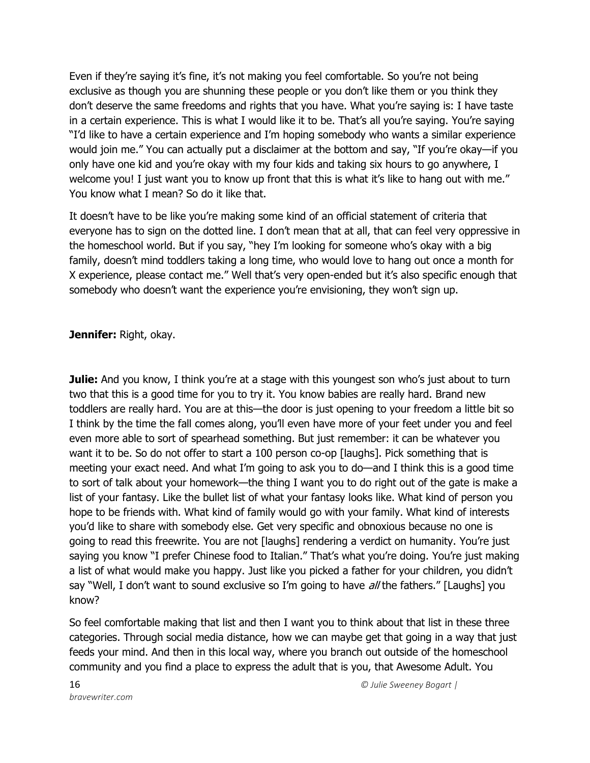Even if they're saying it's fine, it's not making you feel comfortable. So you're not being exclusive as though you are shunning these people or you don't like them or you think they don't deserve the same freedoms and rights that you have. What you're saying is: I have taste in a certain experience. This is what I would like it to be. That's all you're saying. You're saying "I'd like to have a certain experience and I'm hoping somebody who wants a similar experience would join me." You can actually put a disclaimer at the bottom and say, "If you're okay—if you only have one kid and you're okay with my four kids and taking six hours to go anywhere, I welcome you! I just want you to know up front that this is what it's like to hang out with me." You know what I mean? So do it like that.

It doesn't have to be like you're making some kind of an official statement of criteria that everyone has to sign on the dotted line. I don't mean that at all, that can feel very oppressive in the homeschool world. But if you say, "hey I'm looking for someone who's okay with a big family, doesn't mind toddlers taking a long time, who would love to hang out once a month for X experience, please contact me." Well that's very open-ended but it's also specific enough that somebody who doesn't want the experience you're envisioning, they won't sign up.

**Jennifer:** Right, okay.

**Julie:** And you know, I think you're at a stage with this youngest son who's just about to turn two that this is a good time for you to try it. You know babies are really hard. Brand new toddlers are really hard. You are at this—the door is just opening to your freedom a little bit so I think by the time the fall comes along, you'll even have more of your feet under you and feel even more able to sort of spearhead something. But just remember: it can be whatever you want it to be. So do not offer to start a 100 person co-op [laughs]. Pick something that is meeting your exact need. And what I'm going to ask you to do—and I think this is a good time to sort of talk about your homework—the thing I want you to do right out of the gate is make a list of your fantasy. Like the bullet list of what your fantasy looks like. What kind of person you hope to be friends with. What kind of family would go with your family. What kind of interests you'd like to share with somebody else. Get very specific and obnoxious because no one is going to read this freewrite. You are not [laughs] rendering a verdict on humanity. You're just saying you know "I prefer Chinese food to Italian." That's what you're doing. You're just making a list of what would make you happy. Just like you picked a father for your children, you didn't say "Well, I don't want to sound exclusive so I'm going to have *all* the fathers." [Laughs] you know?

So feel comfortable making that list and then I want you to think about that list in these three categories. Through social media distance, how we can maybe get that going in a way that just feeds your mind. And then in this local way, where you branch out outside of the homeschool community and you find a place to express the adult that is you, that Awesome Adult. You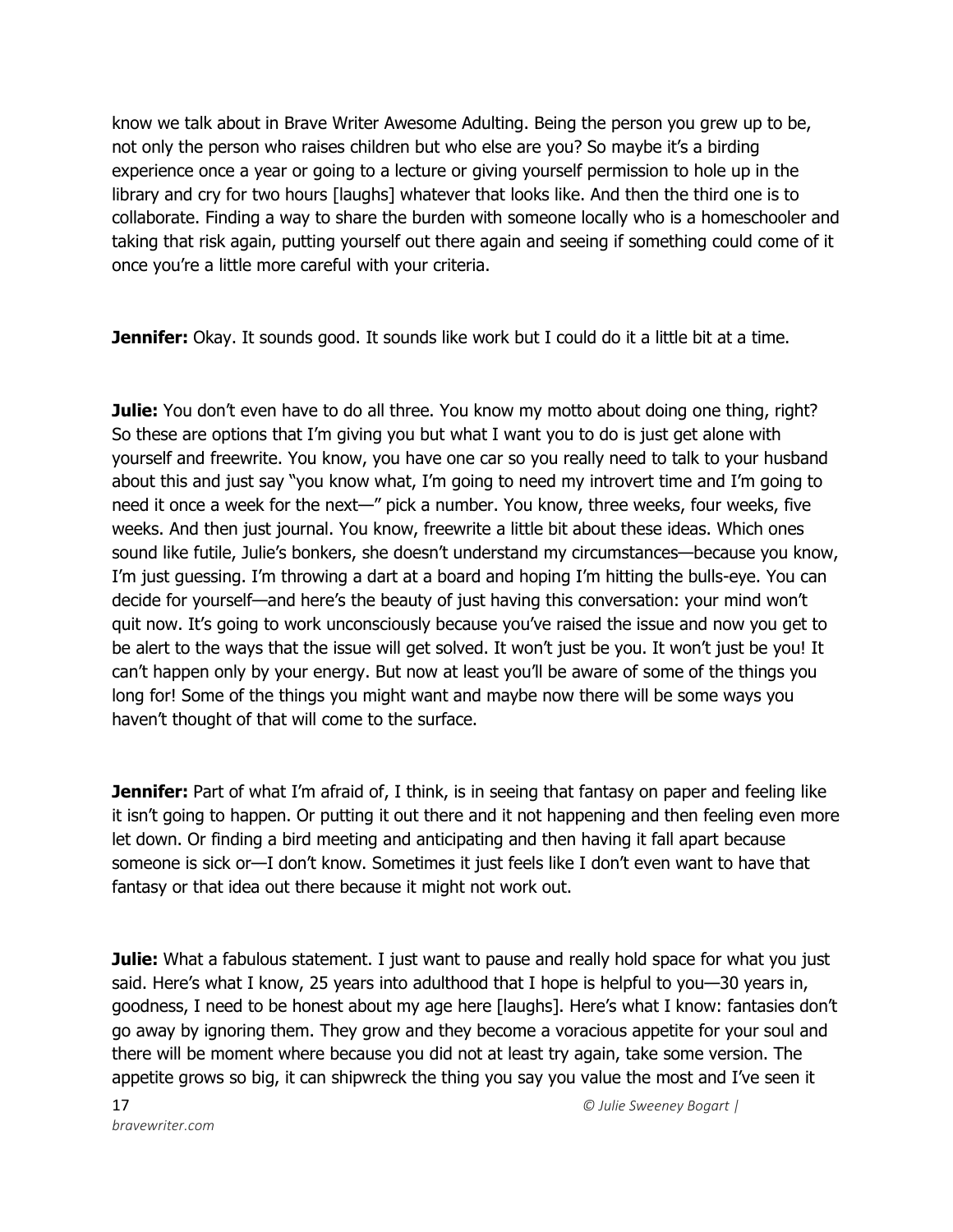know we talk about in Brave Writer Awesome Adulting. Being the person you grew up to be, not only the person who raises children but who else are you? So maybe it's a birding experience once a year or going to a lecture or giving yourself permission to hole up in the library and cry for two hours [laughs] whatever that looks like. And then the third one is to collaborate. Finding a way to share the burden with someone locally who is a homeschooler and taking that risk again, putting yourself out there again and seeing if something could come of it once you're a little more careful with your criteria.

**Jennifer:** Okay. It sounds good. It sounds like work but I could do it a little bit at a time.

**Julie:** You don't even have to do all three. You know my motto about doing one thing, right? So these are options that I'm giving you but what I want you to do is just get alone with yourself and freewrite. You know, you have one car so you really need to talk to your husband about this and just say "you know what, I'm going to need my introvert time and I'm going to need it once a week for the next—" pick a number. You know, three weeks, four weeks, five weeks. And then just journal. You know, freewrite a little bit about these ideas. Which ones sound like futile, Julie's bonkers, she doesn't understand my circumstances—because you know, I'm just guessing. I'm throwing a dart at a board and hoping I'm hitting the bulls-eye. You can decide for yourself—and here's the beauty of just having this conversation: your mind won't quit now. It's going to work unconsciously because you've raised the issue and now you get to be alert to the ways that the issue will get solved. It won't just be you. It won't just be you! It can't happen only by your energy. But now at least you'll be aware of some of the things you long for! Some of the things you might want and maybe now there will be some ways you haven't thought of that will come to the surface.

**Jennifer:** Part of what I'm afraid of, I think, is in seeing that fantasy on paper and feeling like it isn't going to happen. Or putting it out there and it not happening and then feeling even more let down. Or finding a bird meeting and anticipating and then having it fall apart because someone is sick or—I don't know. Sometimes it just feels like I don't even want to have that fantasy or that idea out there because it might not work out.

**Julie:** What a fabulous statement. I just want to pause and really hold space for what you just said. Here's what I know, 25 years into adulthood that I hope is helpful to you—30 years in, goodness, I need to be honest about my age here [laughs]. Here's what I know: fantasies don't go away by ignoring them. They grow and they become a voracious appetite for your soul and there will be moment where because you did not at least try again, take some version. The appetite grows so big, it can shipwreck the thing you say you value the most and I've seen it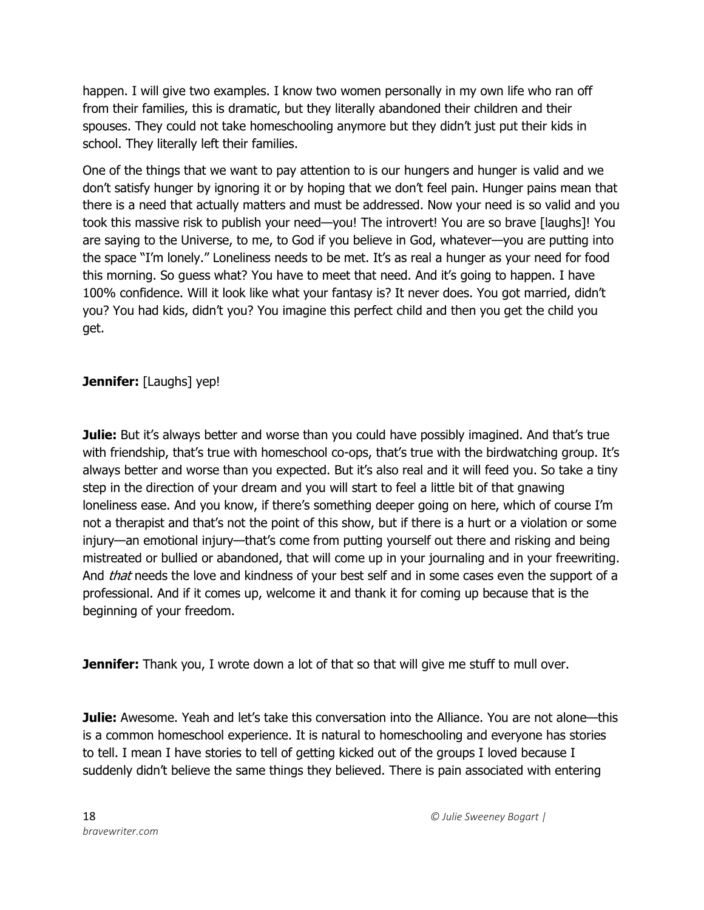happen. I will give two examples. I know two women personally in my own life who ran off from their families, this is dramatic, but they literally abandoned their children and their spouses. They could not take homeschooling anymore but they didn't just put their kids in school. They literally left their families.

One of the things that we want to pay attention to is our hungers and hunger is valid and we don't satisfy hunger by ignoring it or by hoping that we don't feel pain. Hunger pains mean that there is a need that actually matters and must be addressed. Now your need is so valid and you took this massive risk to publish your need—you! The introvert! You are so brave [laughs]! You are saying to the Universe, to me, to God if you believe in God, whatever—you are putting into the space "I'm lonely." Loneliness needs to be met. It's as real a hunger as your need for food this morning. So guess what? You have to meet that need. And it's going to happen. I have 100% confidence. Will it look like what your fantasy is? It never does. You got married, didn't you? You had kids, didn't you? You imagine this perfect child and then you get the child you get.

**Jennifer:** [Laughs] yep!

**Julie:** But it's always better and worse than you could have possibly imagined. And that's true with friendship, that's true with homeschool co-ops, that's true with the birdwatching group. It's always better and worse than you expected. But it's also real and it will feed you. So take a tiny step in the direction of your dream and you will start to feel a little bit of that gnawing loneliness ease. And you know, if there's something deeper going on here, which of course I'm not a therapist and that's not the point of this show, but if there is a hurt or a violation or some injury—an emotional injury—that's come from putting yourself out there and risking and being mistreated or bullied or abandoned, that will come up in your journaling and in your freewriting. And *that* needs the love and kindness of your best self and in some cases even the support of a professional. And if it comes up, welcome it and thank it for coming up because that is the beginning of your freedom.

**Jennifer:** Thank you, I wrote down a lot of that so that will give me stuff to mull over.

**Julie:** Awesome. Yeah and let's take this conversation into the Alliance. You are not alone—this is a common homeschool experience. It is natural to homeschooling and everyone has stories to tell. I mean I have stories to tell of getting kicked out of the groups I loved because I suddenly didn't believe the same things they believed. There is pain associated with entering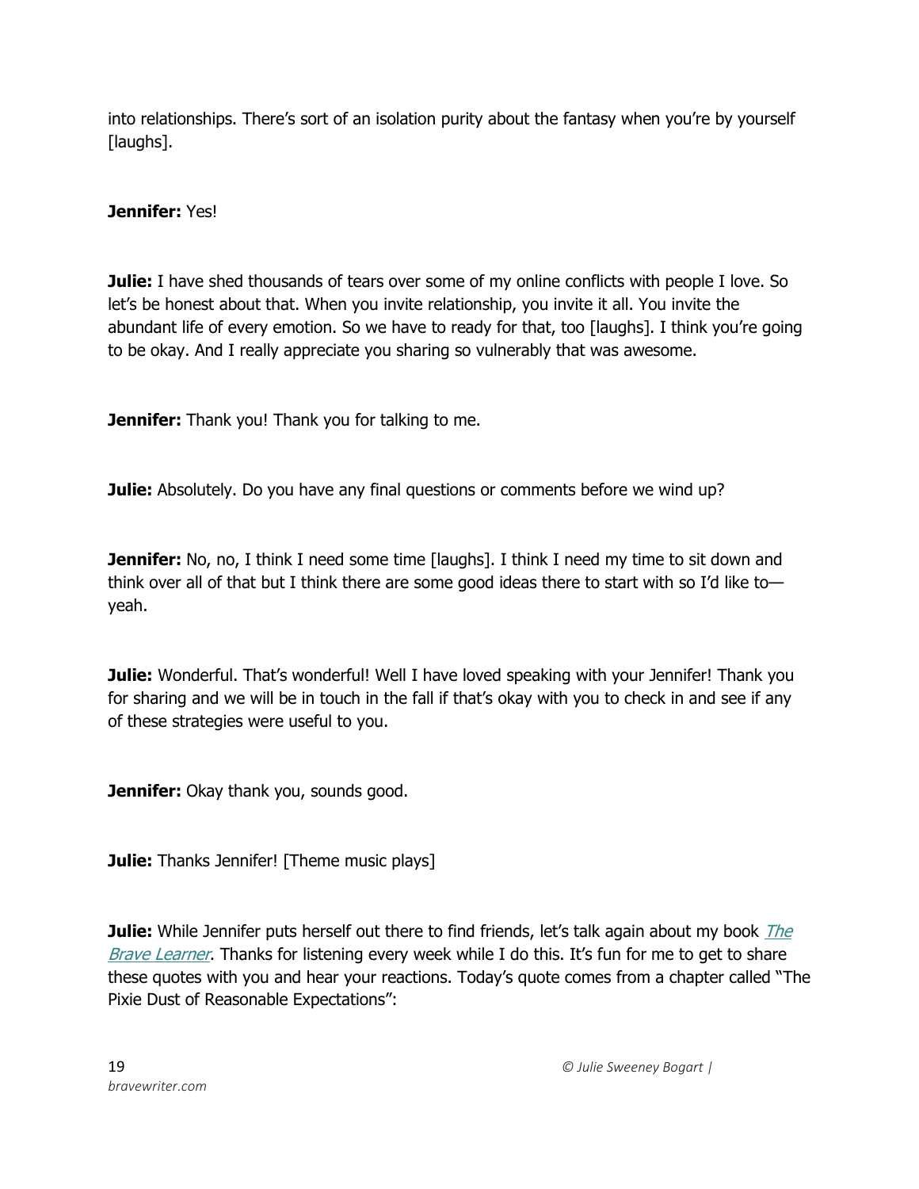into relationships. There's sort of an isolation purity about the fantasy when you're by yourself [laughs].

**Jennifer:** Yes!

**Julie:** I have shed thousands of tears over some of my online conflicts with people I love. So let's be honest about that. When you invite relationship, you invite it all. You invite the abundant life of every emotion. So we have to ready for that, too [laughs]. I think you're going to be okay. And I really appreciate you sharing so vulnerably that was awesome.

**Jennifer:** Thank you! Thank you for talking to me.

**Julie:** Absolutely. Do you have any final questions or comments before we wind up?

**Jennifer:** No, no, I think I need some time [laughs]. I think I need my time to sit down and think over all of that but I think there are some good ideas there to start with so I'd like to—yeah.

**Julie:** Wonderful. That's wonderful! Well I have loved speaking with your Jennifer! Thank you for sharing and we will be in touch in the fall if that's okay with you to check in and see if any of these strategies were useful to you.

**Jennifer:** Okay thank you, sounds good.

**Julie:** Thanks Jennifer! [Theme music plays]

**Julie:** While Jennifer puts herself out there to find friends, let's talk again about my book *The Brave Learner*. Thanks for listening every week while I do this. It's fun for me to get to share these quotes with you and hear your reactions. Today's quote comes from a chapter called "The Pixie Dust of Reasonable Expectations":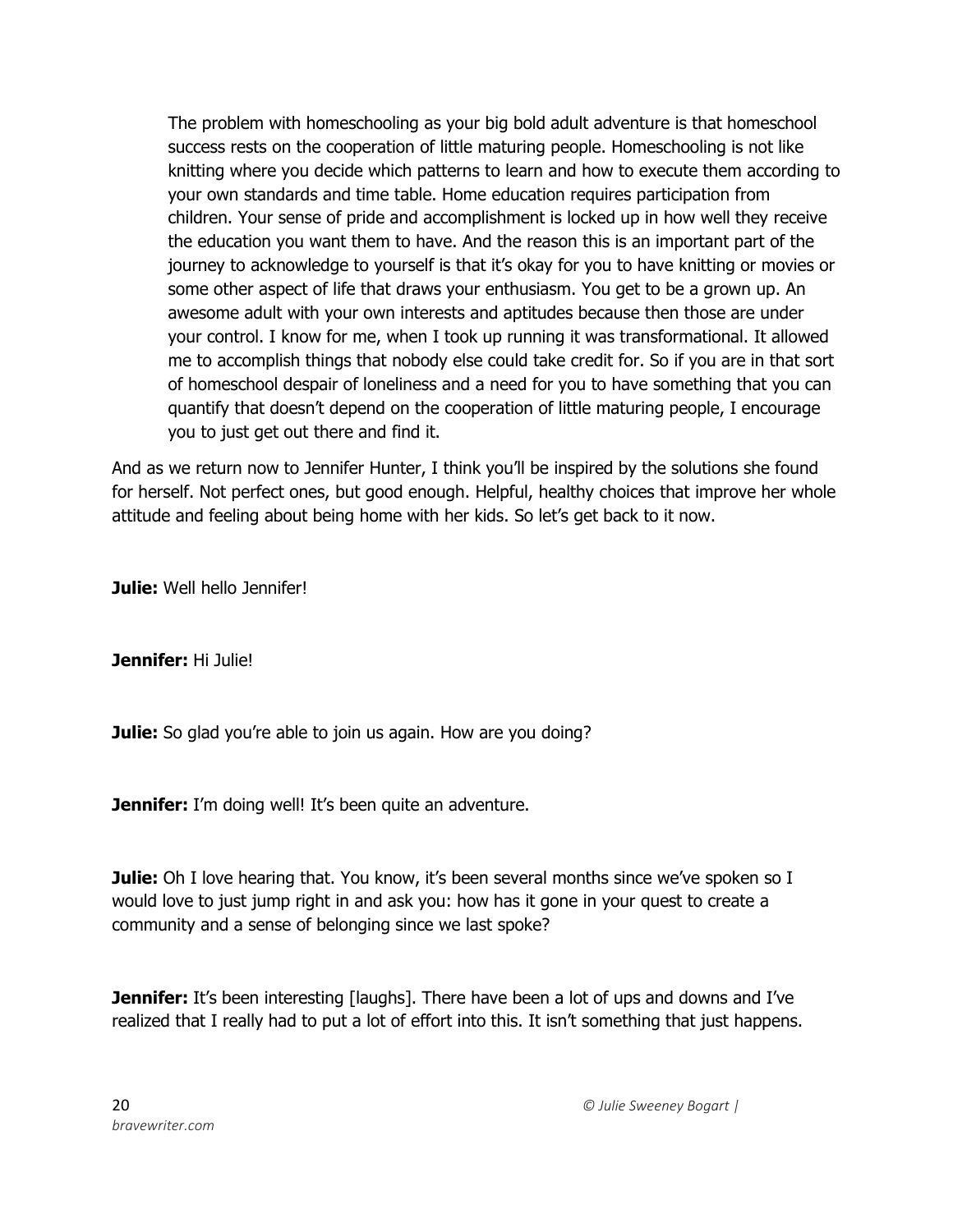> The problem with homeschooling as your big bold adult adventure is that homeschool success rests on the cooperation of little maturing people. Homeschooling is not like knitting where you decide which patterns to learn and how to execute them according to your own standards and time table. Home education requires participation from children. Your sense of pride and accomplishment is locked up in how well they receive the education you want them to have. And the reason this is an important part of the journey to acknowledge to yourself is that it's okay for you to have knitting or movies or some other aspect of life that draws your enthusiasm. You get to be a grown up. An awesome adult with your own interests and aptitudes because then those are under your control. I know for me, when I took up running it was transformational. It allowed me to accomplish things that nobody else could take credit for. So if you are in that sort of homeschool despair of loneliness and a need for you to have something that you can quantify that doesn't depend on the cooperation of little maturing people, I encourage you to just get out there and find it.

And as we return now to Jennifer Hunter, I think you'll be inspired by the solutions she found for herself. Not perfect ones, but good enough. Helpful, healthy choices that improve her whole attitude and feeling about being home with her kids. So let's get back to it now.

**Julie:** Well hello Jennifer!

**Jennifer:** Hi Julie!

**Julie:** So glad you're able to join us again. How are you doing?

**Jennifer:** I'm doing well! It's been quite an adventure.

**Julie:** Oh I love hearing that. You know, it's been several months since we've spoken so I would love to just jump right in and ask you: how has it gone in your quest to create a community and a sense of belonging since we last spoke?

**Jennifer:** It's been interesting [laughs]. There have been a lot of ups and downs and I've realized that I really had to put a lot of effort into this. It isn't something that just happens.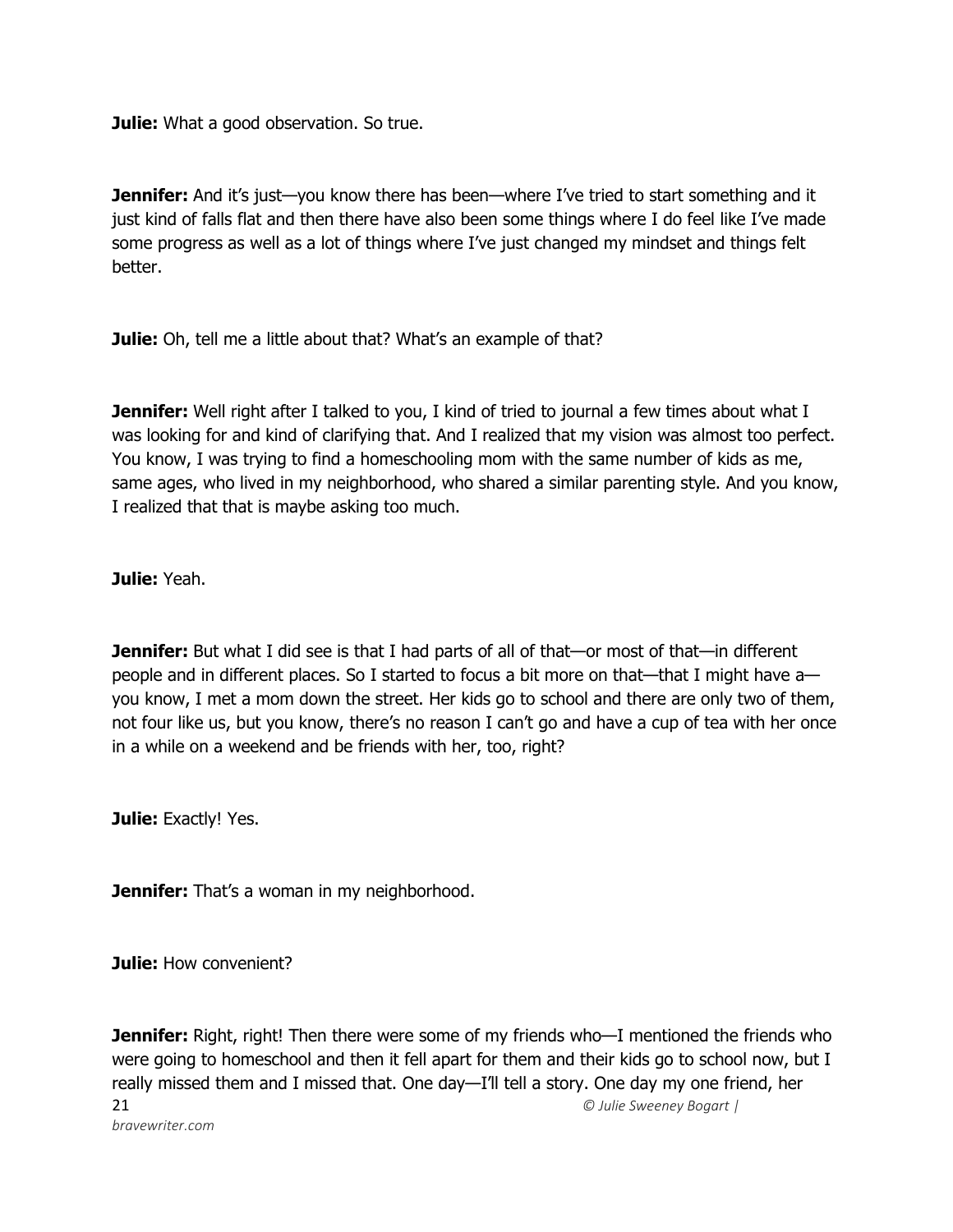**Julie:** What a good observation. So true.

**Jennifer:** And it's just—you know there has been—where I've tried to start something and it just kind of falls flat and then there have also been some things where I do feel like I've made some progress as well as a lot of things where I've just changed my mindset and things felt better.

**Julie:** Oh, tell me a little about that? What's an example of that?

**Jennifer:** Well right after I talked to you, I kind of tried to journal a few times about what I was looking for and kind of clarifying that. And I realized that my vision was almost too perfect. You know, I was trying to find a homeschooling mom with the same number of kids as me, same ages, who lived in my neighborhood, who shared a similar parenting style. And you know, I realized that that is maybe asking too much.

**Julie:** Yeah.

**Jennifer:** But what I did see is that I had parts of all of that—or most of that—in different people and in different places. So I started to focus a bit more on that—that I might have a—you know, I met a mom down the street. Her kids go to school and there are only two of them, not four like us, but you know, there's no reason I can't go and have a cup of tea with her once in a while on a weekend and be friends with her, too, right?

**Julie:** Exactly! Yes.

**Jennifer:** That's a woman in my neighborhood.

**Julie:** How convenient?

**Jennifer:** Right, right! Then there were some of my friends who—I mentioned the friends who were going to homeschool and then it fell apart for them and their kids go to school now, but I really missed them and I missed that. One day—I'll tell a story. One day my one friend, her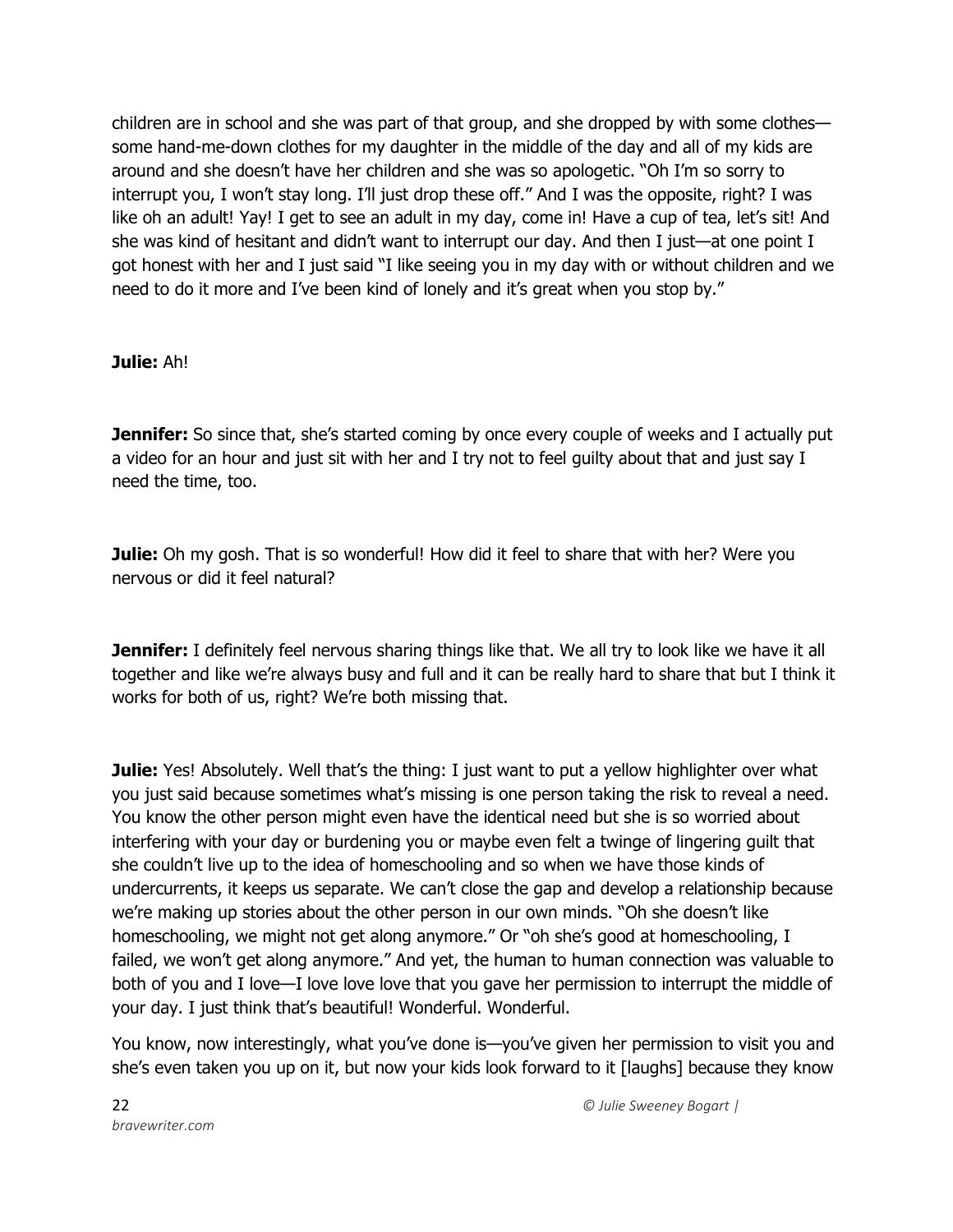children are in school and she was part of that group, and she dropped by with some clothes—some hand-me-down clothes for my daughter in the middle of the day and all of my kids are around and she doesn't have her children and she was so apologetic. "Oh I'm so sorry to interrupt you, I won't stay long. I'll just drop these off." And I was the opposite, right? I was like oh an adult! Yay! I get to see an adult in my day, come in! Have a cup of tea, let's sit! And she was kind of hesitant and didn't want to interrupt our day. And then I just—at one point I got honest with her and I just said "I like seeing you in my day with or without children and we need to do it more and I've been kind of lonely and it's great when you stop by."

**Julie:** Ah!

**Jennifer:** So since that, she's started coming by once every couple of weeks and I actually put a video for an hour and just sit with her and I try not to feel guilty about that and just say I need the time, too.

**Julie:** Oh my gosh. That is so wonderful! How did it feel to share that with her? Were you nervous or did it feel natural?

**Jennifer:** I definitely feel nervous sharing things like that. We all try to look like we have it all together and like we're always busy and full and it can be really hard to share that but I think it works for both of us, right? We're both missing that.

**Julie:** Yes! Absolutely. Well that's the thing: I just want to put a yellow highlighter over what you just said because sometimes what's missing is one person taking the risk to reveal a need. You know the other person might even have the identical need but she is so worried about interfering with your day or burdening you or maybe even felt a twinge of lingering guilt that she couldn't live up to the idea of homeschooling and so when we have those kinds of undercurrents, it keeps us separate. We can't close the gap and develop a relationship because we're making up stories about the other person in our own minds. "Oh she doesn't like homeschooling, we might not get along anymore." Or "oh she's good at homeschooling, I failed, we won't get along anymore." And yet, the human to human connection was valuable to both of you and I love—I love love love that you gave her permission to interrupt the middle of your day. I just think that's beautiful! Wonderful. Wonderful.

You know, now interestingly, what you've done is—you've given her permission to visit you and she's even taken you up on it, but now your kids look forward to it [laughs] because they know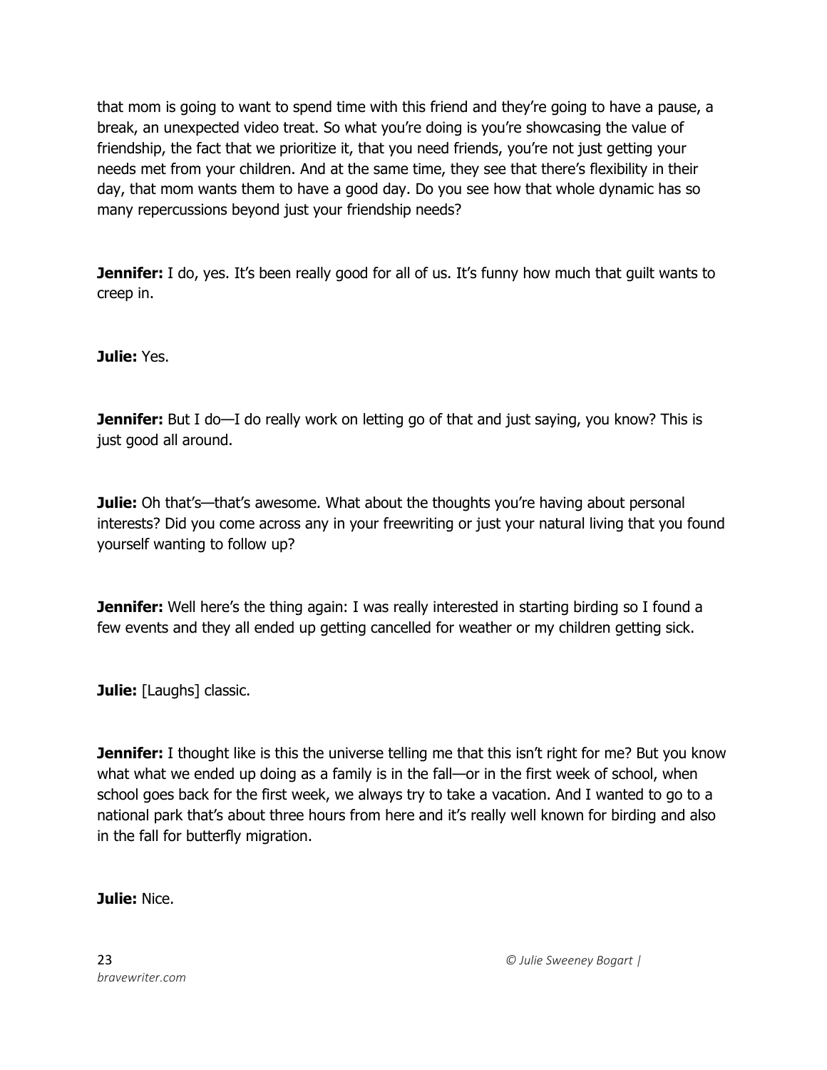that mom is going to want to spend time with this friend and they're going to have a pause, a break, an unexpected video treat. So what you're doing is you're showcasing the value of friendship, the fact that we prioritize it, that you need friends, you're not just getting your needs met from your children. And at the same time, they see that there's flexibility in their day, that mom wants them to have a good day. Do you see how that whole dynamic has so many repercussions beyond just your friendship needs?

**Jennifer:** I do, yes. It's been really good for all of us. It's funny how much that guilt wants to creep in.

**Julie:** Yes.

**Jennifer:** But I do—I do really work on letting go of that and just saying, you know? This is just good all around.

**Julie:** Oh that's—that's awesome. What about the thoughts you're having about personal interests? Did you come across any in your freewriting or just your natural living that you found yourself wanting to follow up?

**Jennifer:** Well here's the thing again: I was really interested in starting birding so I found a few events and they all ended up getting cancelled for weather or my children getting sick.

**Julie:** [Laughs] classic.

**Jennifer:** I thought like is this the universe telling me that this isn't right for me? But you know what what we ended up doing as a family is in the fall—or in the first week of school, when school goes back for the first week, we always try to take a vacation. And I wanted to go to a national park that's about three hours from here and it's really well known for birding and also in the fall for butterfly migration.

**Julie:** Nice.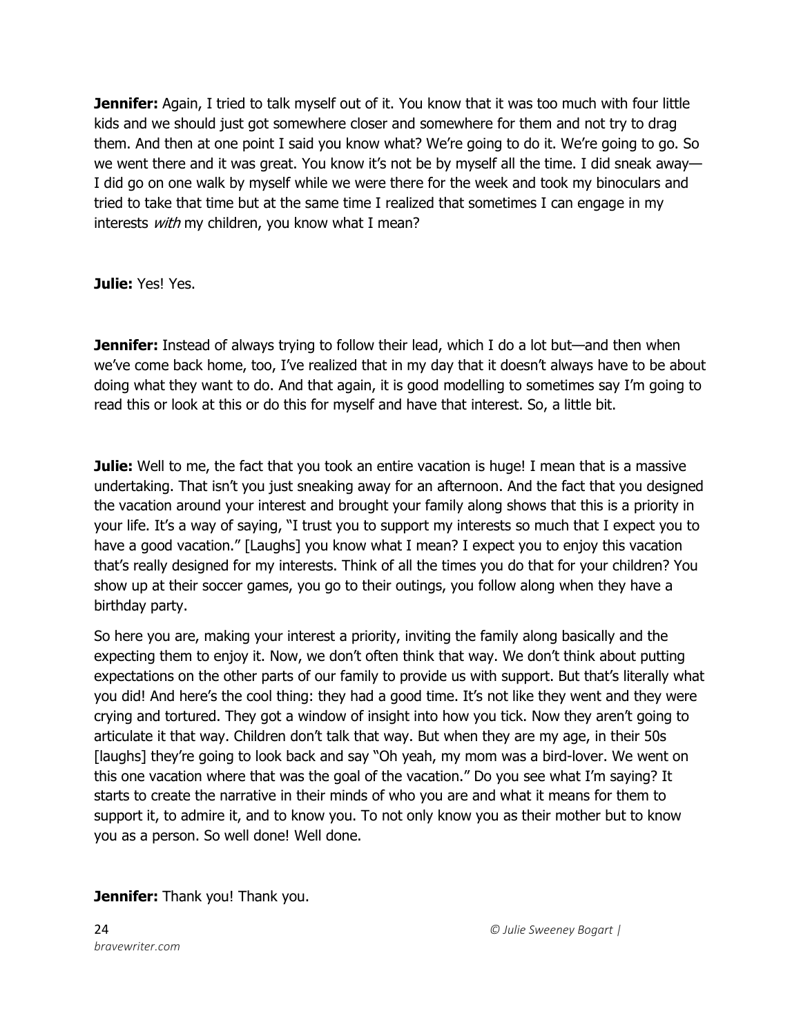**Jennifer:** Again, I tried to talk myself out of it. You know that it was too much with four little kids and we should just got somewhere closer and somewhere for them and not try to drag them. And then at one point I said you know what? We're going to do it. We're going to go. So we went there and it was great. You know it's not be by myself all the time. I did sneak away—I did go on one walk by myself while we were there for the week and took my binoculars and tried to take that time but at the same time I realized that sometimes I can engage in my interests *with* my children, you know what I mean?

**Julie:** Yes! Yes.

**Jennifer:** Instead of always trying to follow their lead, which I do a lot but—and then when we've come back home, too, I've realized that in my day that it doesn't always have to be about doing what they want to do. And that again, it is good modelling to sometimes say I'm going to read this or look at this or do this for myself and have that interest. So, a little bit.

**Julie:** Well to me, the fact that you took an entire vacation is huge! I mean that is a massive undertaking. That isn't you just sneaking away for an afternoon. And the fact that you designed the vacation around your interest and brought your family along shows that this is a priority in your life. It's a way of saying, "I trust you to support my interests so much that I expect you to have a good vacation." [Laughs] you know what I mean? I expect you to enjoy this vacation that's really designed for my interests. Think of all the times you do that for your children? You show up at their soccer games, you go to their outings, you follow along when they have a birthday party.

So here you are, making your interest a priority, inviting the family along basically and the expecting them to enjoy it. Now, we don't often think that way. We don't think about putting expectations on the other parts of our family to provide us with support. But that's literally what you did! And here's the cool thing: they had a good time. It's not like they went and they were crying and tortured. They got a window of insight into how you tick. Now they aren't going to articulate it that way. Children don't talk that way. But when they are my age, in their 50s [laughs] they're going to look back and say "Oh yeah, my mom was a bird-lover. We went on this one vacation where that was the goal of the vacation." Do you see what I'm saying? It starts to create the narrative in their minds of who you are and what it means for them to support it, to admire it, and to know you. To not only know you as their mother but to know you as a person. So well done! Well done.

**Jennifer:** Thank you! Thank you.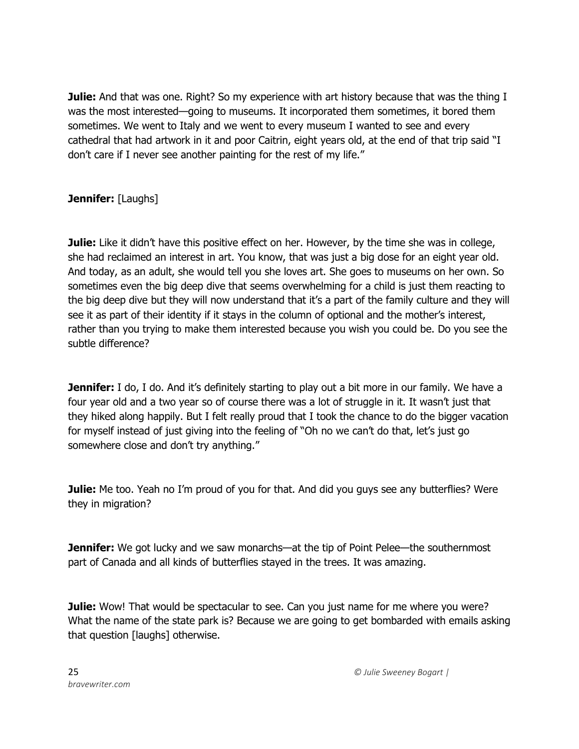**Julie:** And that was one. Right? So my experience with art history because that was the thing I was the most interested—going to museums. It incorporated them sometimes, it bored them sometimes. We went to Italy and we went to every museum I wanted to see and every cathedral that had artwork in it and poor Caitrin, eight years old, at the end of that trip said "I don't care if I never see another painting for the rest of my life."

**Jennifer:** [Laughs]

**Julie:** Like it didn't have this positive effect on her. However, by the time she was in college, she had reclaimed an interest in art. You know, that was just a big dose for an eight year old. And today, as an adult, she would tell you she loves art. She goes to museums on her own. So sometimes even the big deep dive that seems overwhelming for a child is just them reacting to the big deep dive but they will now understand that it's a part of the family culture and they will see it as part of their identity if it stays in the column of optional and the mother's interest, rather than you trying to make them interested because you wish you could be. Do you see the subtle difference?

**Jennifer:** I do, I do. And it's definitely starting to play out a bit more in our family. We have a four year old and a two year so of course there was a lot of struggle in it. It wasn't just that they hiked along happily. But I felt really proud that I took the chance to do the bigger vacation for myself instead of just giving into the feeling of "Oh no we can't do that, let's just go somewhere close and don't try anything."

**Julie:** Me too. Yeah no I'm proud of you for that. And did you guys see any butterflies? Were they in migration?

**Jennifer:** We got lucky and we saw monarchs—at the tip of Point Pelee—the southernmost part of Canada and all kinds of butterflies stayed in the trees. It was amazing.

**Julie:** Wow! That would be spectacular to see. Can you just name for me where you were? What the name of the state park is? Because we are going to get bombarded with emails asking that question [laughs] otherwise.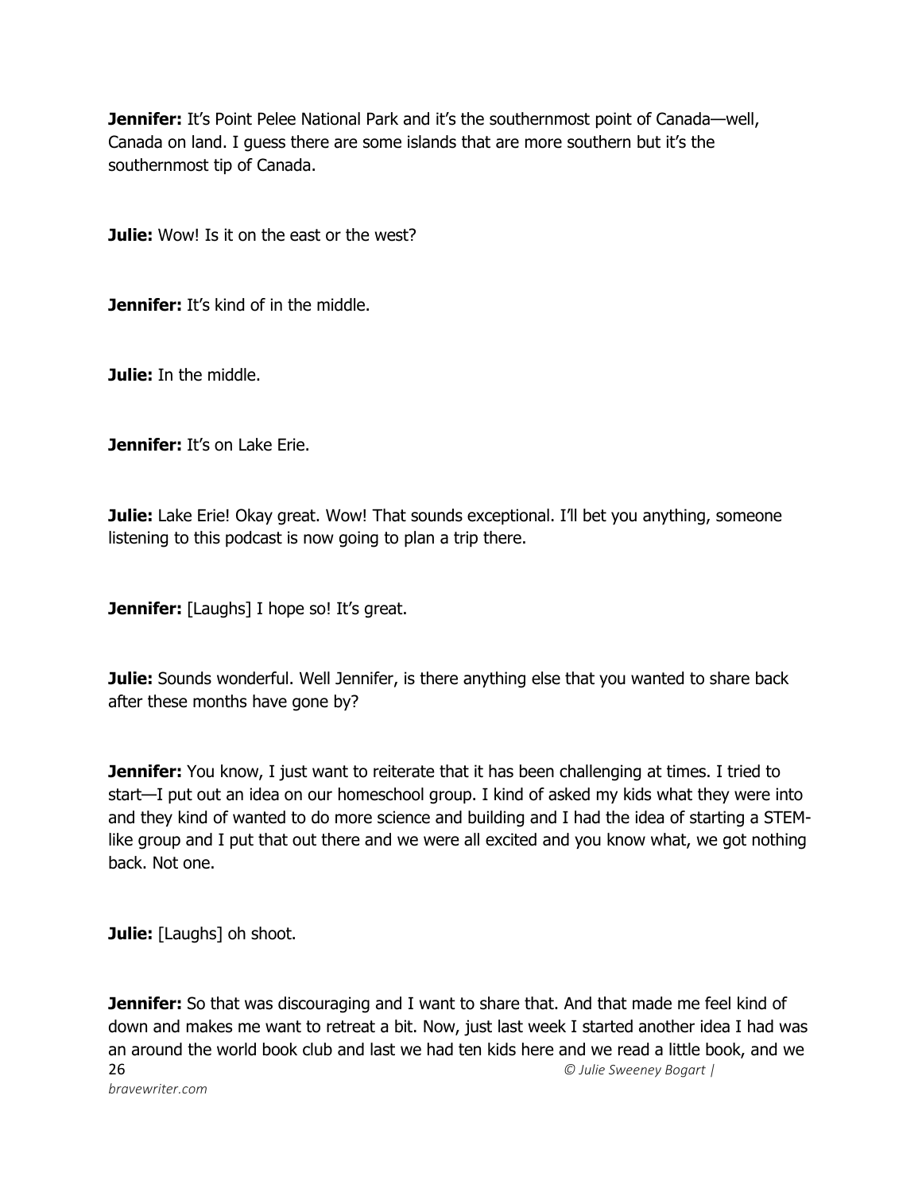**Jennifer:** It's Point Pelee National Park and it's the southernmost point of Canada—well, Canada on land. I guess there are some islands that are more southern but it's the southernmost tip of Canada.

**Julie:** Wow! Is it on the east or the west?

**Jennifer:** It's kind of in the middle.

**Julie:** In the middle.

**Jennifer:** It's on Lake Erie.

**Julie:** Lake Erie! Okay great. Wow! That sounds exceptional. I'll bet you anything, someone listening to this podcast is now going to plan a trip there.

**Jennifer:** [Laughs] I hope so! It's great.

**Julie:** Sounds wonderful. Well Jennifer, is there anything else that you wanted to share back after these months have gone by?

**Jennifer:** You know, I just want to reiterate that it has been challenging at times. I tried to start—I put out an idea on our homeschool group. I kind of asked my kids what they were into and they kind of wanted to do more science and building and I had the idea of starting a STEM-like group and I put that out there and we were all excited and you know what, we got nothing back. Not one.

**Julie:** [Laughs] oh shoot.

**Jennifer:** So that was discouraging and I want to share that. And that made me feel kind of down and makes me want to retreat a bit. Now, just last week I started another idea I had was an around the world book club and last we had ten kids here and we read a little book, and we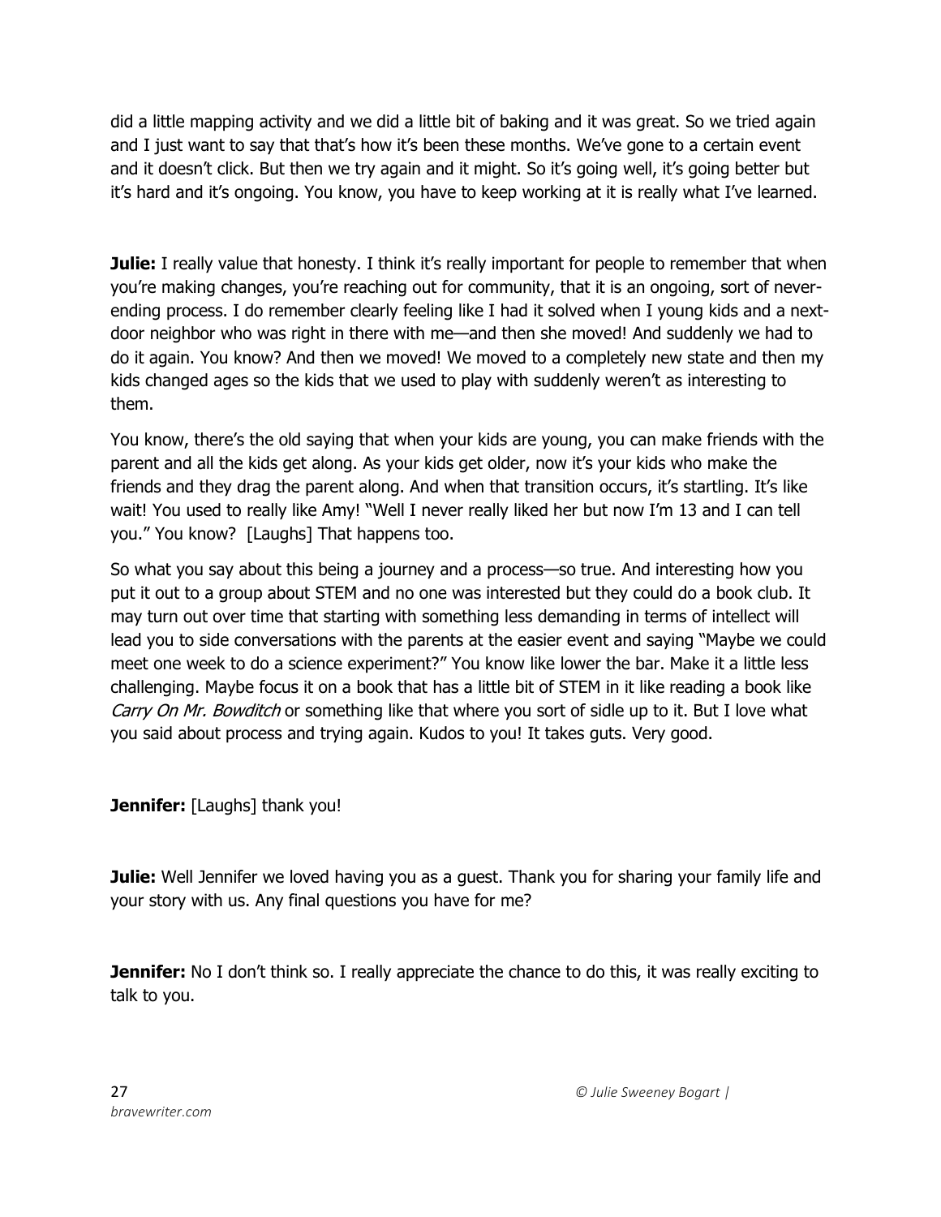did a little mapping activity and we did a little bit of baking and it was great. So we tried again and I just want to say that that's how it's been these months. We've gone to a certain event and it doesn't click. But then we try again and it might. So it's going well, it's going better but it's hard and it's ongoing. You know, you have to keep working at it is really what I've learned.

**Julie:** I really value that honesty. I think it's really important for people to remember that when you're making changes, you're reaching out for community, that it is an ongoing, sort of never-ending process. I do remember clearly feeling like I had it solved when I young kids and a next-door neighbor who was right in there with me—and then she moved! And suddenly we had to do it again. You know? And then we moved! We moved to a completely new state and then my kids changed ages so the kids that we used to play with suddenly weren't as interesting to them.

You know, there's the old saying that when your kids are young, you can make friends with the parent and all the kids get along. As your kids get older, now it's your kids who make the friends and they drag the parent along. And when that transition occurs, it's startling. It's like wait! You used to really like Amy! "Well I never really liked her but now I'm 13 and I can tell you." You know? [Laughs] That happens too.

So what you say about this being a journey and a process—so true. And interesting how you put it out to a group about STEM and no one was interested but they could do a book club. It may turn out over time that starting with something less demanding in terms of intellect will lead you to side conversations with the parents at the easier event and saying "Maybe we could meet one week to do a science experiment?" You know like lower the bar. Make it a little less challenging. Maybe focus it on a book that has a little bit of STEM in it like reading a book like *Carry On Mr. Bowditch* or something like that where you sort of sidle up to it. But I love what you said about process and trying again. Kudos to you! It takes guts. Very good.

**Jennifer:** [Laughs] thank you!

**Julie:** Well Jennifer we loved having you as a guest. Thank you for sharing your family life and your story with us. Any final questions you have for me?

**Jennifer:** No I don't think so. I really appreciate the chance to do this, it was really exciting to talk to you.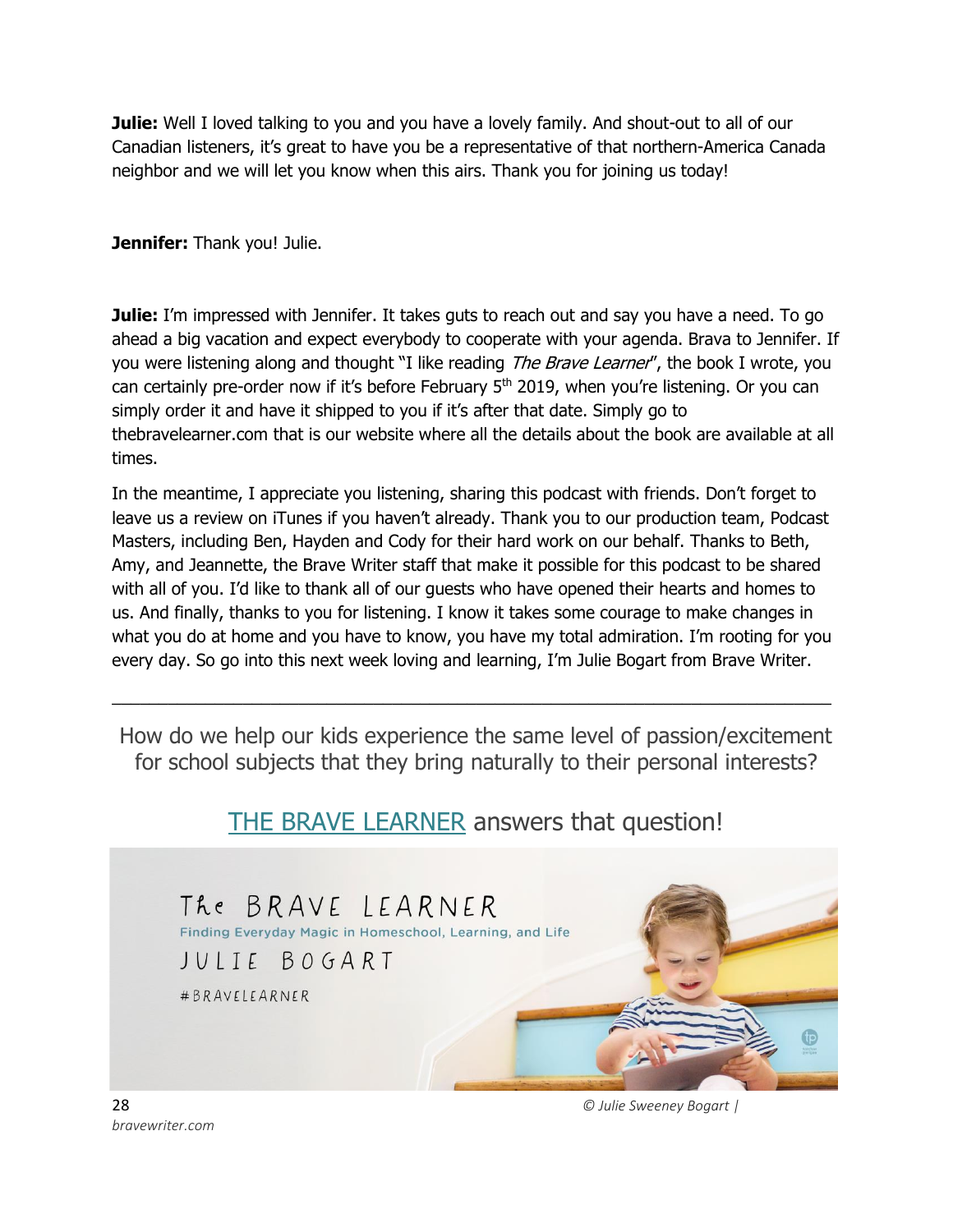**Julie:** Well I loved talking to you and you have a lovely family. And shout-out to all of our Canadian listeners, it's great to have you be a representative of that northern-America Canada neighbor and we will let you know when this airs. Thank you for joining us today!

**Jennifer:** Thank you! Julie.

**Julie:** I'm impressed with Jennifer. It takes guts to reach out and say you have a need. To go ahead a big vacation and expect everybody to cooperate with your agenda. Brava to Jennifer. If you were listening along and thought "I like reading *The Brave Learner*", the book I wrote, you can certainly pre-order now if it's before February 5th 2019, when you're listening. Or you can simply order it and have it shipped to you if it's after that date. Simply go to thebravelearner.com that is our website where all the details about the book are available at all times.

In the meantime, I appreciate you listening, sharing this podcast with friends. Don't forget to leave us a review on iTunes if you haven't already. Thank you to our production team, Podcast Masters, including Ben, Hayden and Cody for their hard work on our behalf. Thanks to Beth, Amy, and Jeannette, the Brave Writer staff that make it possible for this podcast to be shared with all of you. I'd like to thank all of our guests who have opened their hearts and homes to us. And finally, thanks to you for listening. I know it takes some courage to make changes in what you do at home and you have to know, you have my total admiration. I'm rooting for you every day. So go into this next week loving and learning, I'm Julie Bogart from Brave Writer.

---

How do we help our kids experience the same level of passion/excitement for school subjects that they bring naturally to their personal interests?

THE BRAVE LEARNER answers that question!

The BRAVE LEARNER

Finding Everyday Magic in Homeschool, Learning, and Life

JULIE BOGART

#BRAVELEARNER